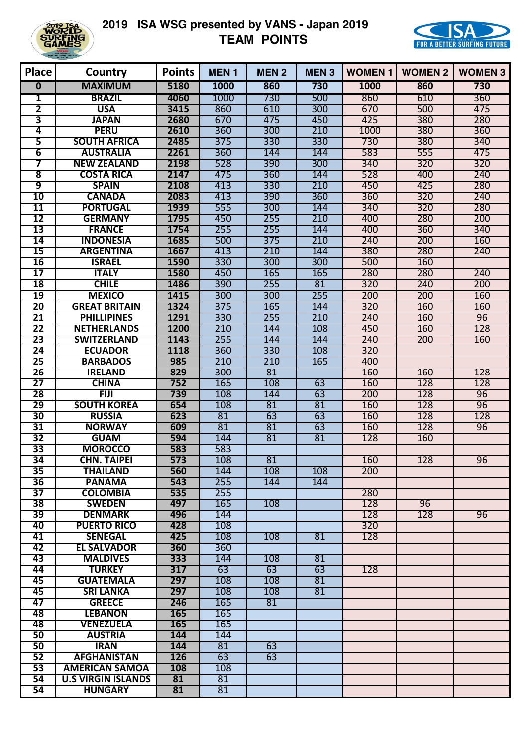# 2019 ISA WSG presented by VANS - Japan 2019
## TEAM POINTS

FOR A BETTER SURFING FUTURE

| Place | Country | Points | MEN 1 | MEN 2 | MEN 3 | WOMEN 1 | WOMEN 2 | WOMEN 3 |
|---|---|---|---|---|---|---|---|---|
| 0 | MAXIMUM | 5180 | 1000 | 860 | 730 | 1000 | 860 | 730 |
| 1 | BRAZIL | 4060 | 1000 | 730 | 500 | 860 | 610 | 360 |
| 2 | USA | 3415 | 860 | 610 | 300 | 670 | 500 | 475 |
| 3 | JAPAN | 2680 | 670 | 475 | 450 | 425 | 380 | 280 |
| 4 | PERU | 2610 | 360 | 300 | 210 | 1000 | 380 | 360 |
| 5 | SOUTH AFRICA | 2485 | 375 | 330 | 330 | 730 | 380 | 340 |
| 6 | AUSTRALIA | 2261 | 360 | 144 | 144 | 583 | 555 | 475 |
| 7 | NEW ZEALAND | 2198 | 528 | 390 | 300 | 340 | 320 | 320 |
| 8 | COSTA RICA | 2147 | 475 | 360 | 144 | 528 | 400 | 240 |
| 9 | SPAIN | 2108 | 413 | 330 | 210 | 450 | 425 | 280 |
| 10 | CANADA | 2083 | 413 | 390 | 360 | 360 | 320 | 240 |
| 11 | PORTUGAL | 1939 | 555 | 300 | 144 | 340 | 320 | 280 |
| 12 | GERMANY | 1795 | 450 | 255 | 210 | 400 | 280 | 200 |
| 13 | FRANCE | 1754 | 255 | 255 | 144 | 400 | 360 | 340 |
| 14 | INDONESIA | 1685 | 500 | 375 | 210 | 240 | 200 | 160 |
| 15 | ARGENTINA | 1667 | 413 | 210 | 144 | 380 | 280 | 240 |
| 16 | ISRAEL | 1590 | 330 | 300 | 300 | 500 | 160 | |
| 17 | ITALY | 1580 | 450 | 165 | 165 | 280 | 280 | 240 |
| 18 | CHILE | 1486 | 390 | 255 | 81 | 320 | 240 | 200 |
| 19 | MEXICO | 1415 | 300 | 300 | 255 | 200 | 200 | 160 |
| 20 | GREAT BRITAIN | 1324 | 375 | 165 | 144 | 320 | 160 | 160 |
| 21 | PHILLIPINES | 1291 | 330 | 255 | 210 | 240 | 160 | 96 |
| 22 | NETHERLANDS | 1200 | 210 | 144 | 108 | 450 | 160 | 128 |
| 23 | SWITZERLAND | 1143 | 255 | 144 | 144 | 240 | 200 | 160 |
| 24 | ECUADOR | 1118 | 360 | 330 | 108 | 320 | | |
| 25 | BARBADOS | 985 | 210 | 210 | 165 | 400 | | |
| 26 | IRELAND | 829 | 300 | 81 | | 160 | 160 | 128 |
| 27 | CHINA | 752 | 165 | 108 | 63 | 160 | 128 | 128 |
| 28 | FIJI | 739 | 108 | 144 | 63 | 200 | 128 | 96 |
| 29 | SOUTH KOREA | 654 | 108 | 81 | 81 | 160 | 128 | 96 |
| 30 | RUSSIA | 623 | 81 | 63 | 63 | 160 | 128 | 128 |
| 31 | NORWAY | 609 | 81 | 81 | 63 | 160 | 128 | 96 |
| 32 | GUAM | 594 | 144 | 81 | 81 | 128 | 160 | |
| 33 | MOROCCO | 583 | 583 | | | | | |
| 34 | CHN. TAIPEI | 573 | 108 | 81 | | 160 | 128 | 96 |
| 35 | THAILAND | 560 | 144 | 108 | 108 | 200 | | |
| 36 | PANAMA | 543 | 255 | 144 | 144 | | | |
| 37 | COLOMBIA | 535 | 255 | | | 280 | | |
| 38 | SWEDEN | 497 | 165 | 108 | | 128 | 96 | |
| 39 | DENMARK | 496 | 144 | | | 128 | 128 | 96 |
| 40 | PUERTO RICO | 428 | 108 | | | 320 | | |
| 41 | SENEGAL | 425 | 108 | 108 | 81 | 128 | | |
| 42 | EL SALVADOR | 360 | 360 | | | | | |
| 43 | MALDIVES | 333 | 144 | 108 | 81 | | | |
| 44 | TURKEY | 317 | 63 | 63 | 63 | 128 | | |
| 45 | GUATEMALA | 297 | 108 | 108 | 81 | | | |
| 45 | SRI LANKA | 297 | 108 | 108 | 81 | | | |
| 47 | GREECE | 246 | 165 | 81 | | | | |
| 48 | LEBANON | 165 | 165 | | | | | |
| 48 | VENEZUELA | 165 | 165 | | | | | |
| 50 | AUSTRIA | 144 | 144 | | | | | |
| 50 | IRAN | 144 | 81 | 63 | | | | |
| 52 | AFGHANISTAN | 126 | 63 | 63 | | | | |
| 53 | AMERICAN SAMOA | 108 | 108 | | | | | |
| 54 | U.S VIRGIN ISLANDS | 81 | 81 | | | | | |
| 54 | HUNGARY | 81 | 81 | | | | | |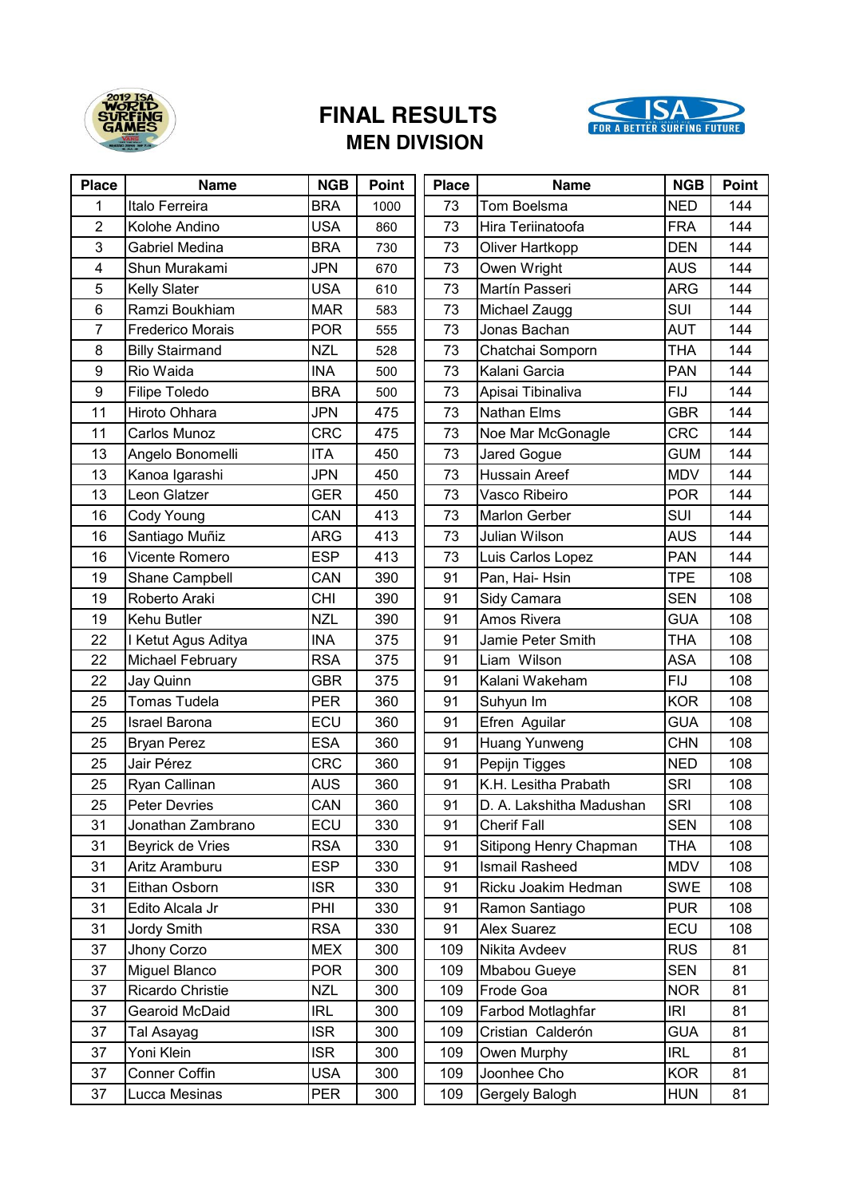# FINAL RESULTS

## MEN DIVISION

| Place | Name | NGB | Point | Place | Name | NGB | Point |
|---|---|---|---|---|---|---|---|
| 1 | Italo Ferreira | BRA | 1000 | 73 | Tom Boelsma | NED | 144 |
| 2 | Kolohe Andino | USA | 860 | 73 | Hira Teriinatoofa | FRA | 144 |
| 3 | Gabriel Medina | BRA | 730 | 73 | Oliver Hartkopp | DEN | 144 |
| 4 | Shun Murakami | JPN | 670 | 73 | Owen Wright | AUS | 144 |
| 5 | Kelly Slater | USA | 610 | 73 | Martín Passeri | ARG | 144 |
| 6 | Ramzi Boukhiam | MAR | 583 | 73 | Michael Zaugg | SUI | 144 |
| 7 | Frederico Morais | POR | 555 | 73 | Jonas Bachan | AUT | 144 |
| 8 | Billy Stairmand | NZL | 528 | 73 | Chatchai Somporn | THA | 144 |
| 9 | Rio Waida | INA | 500 | 73 | Kalani Garcia | PAN | 144 |
| 9 | Filipe Toledo | BRA | 500 | 73 | Apisai Tibinaliva | FIJ | 144 |
| 11 | Hiroto Ohhara | JPN | 475 | 73 | Nathan Elms | GBR | 144 |
| 11 | Carlos Munoz | CRC | 475 | 73 | Noe Mar McGonagle | CRC | 144 |
| 13 | Angelo Bonomelli | ITA | 450 | 73 | Jared Gogue | GUM | 144 |
| 13 | Kanoa Igarashi | JPN | 450 | 73 | Hussain Areef | MDV | 144 |
| 13 | Leon Glatzer | GER | 450 | 73 | Vasco Ribeiro | POR | 144 |
| 16 | Cody Young | CAN | 413 | 73 | Marlon Gerber | SUI | 144 |
| 16 | Santiago Muñiz | ARG | 413 | 73 | Julian Wilson | AUS | 144 |
| 16 | Vicente Romero | ESP | 413 | 73 | Luis Carlos Lopez | PAN | 144 |
| 19 | Shane Campbell | CAN | 390 | 91 | Pan, Hai- Hsin | TPE | 108 |
| 19 | Roberto Araki | CHI | 390 | 91 | Sidy Camara | SEN | 108 |
| 19 | Kehu Butler | NZL | 390 | 91 | Amos Rivera | GUA | 108 |
| 22 | I Ketut Agus Aditya | INA | 375 | 91 | Jamie Peter Smith | THA | 108 |
| 22 | Michael February | RSA | 375 | 91 | Liam Wilson | ASA | 108 |
| 22 | Jay Quinn | GBR | 375 | 91 | Kalani Wakeham | FIJ | 108 |
| 25 | Tomas Tudela | PER | 360 | 91 | Suhyun Im | KOR | 108 |
| 25 | Israel Barona | ECU | 360 | 91 | Efren Aguilar | GUA | 108 |
| 25 | Bryan Perez | ESA | 360 | 91 | Huang Yunweng | CHN | 108 |
| 25 | Jair Pérez | CRC | 360 | 91 | Pepijn Tigges | NED | 108 |
| 25 | Ryan Callinan | AUS | 360 | 91 | K.H. Lesitha Prabath | SRI | 108 |
| 25 | Peter Devries | CAN | 360 | 91 | D. A. Lakshitha Madushan | SRI | 108 |
| 31 | Jonathan Zambrano | ECU | 330 | 91 | Cherif Fall | SEN | 108 |
| 31 | Beyrick de Vries | RSA | 330 | 91 | Sitipong Henry Chapman | THA | 108 |
| 31 | Aritz Aramburu | ESP | 330 | 91 | Ismail Rasheed | MDV | 108 |
| 31 | Eithan Osborn | ISR | 330 | 91 | Ricku Joakim Hedman | SWE | 108 |
| 31 | Edito Alcala Jr | PHI | 330 | 91 | Ramon Santiago | PUR | 108 |
| 31 | Jordy Smith | RSA | 330 | 91 | Alex Suarez | ECU | 108 |
| 37 | Jhony Corzo | MEX | 300 | 109 | Nikita Avdeev | RUS | 81 |
| 37 | Miguel Blanco | POR | 300 | 109 | Mbabou Gueye | SEN | 81 |
| 37 | Ricardo Christie | NZL | 300 | 109 | Frode Goa | NOR | 81 |
| 37 | Gearoid McDaid | IRL | 300 | 109 | Farbod Motlaghfar | IRI | 81 |
| 37 | Tal Asayag | ISR | 300 | 109 | Cristian Calderón | GUA | 81 |
| 37 | Yoni Klein | ISR | 300 | 109 | Owen Murphy | IRL | 81 |
| 37 | Conner Coffin | USA | 300 | 109 | Joonhee Cho | KOR | 81 |
| 37 | Lucca Mesinas | PER | 300 | 109 | Gergely Balogh | HUN | 81 |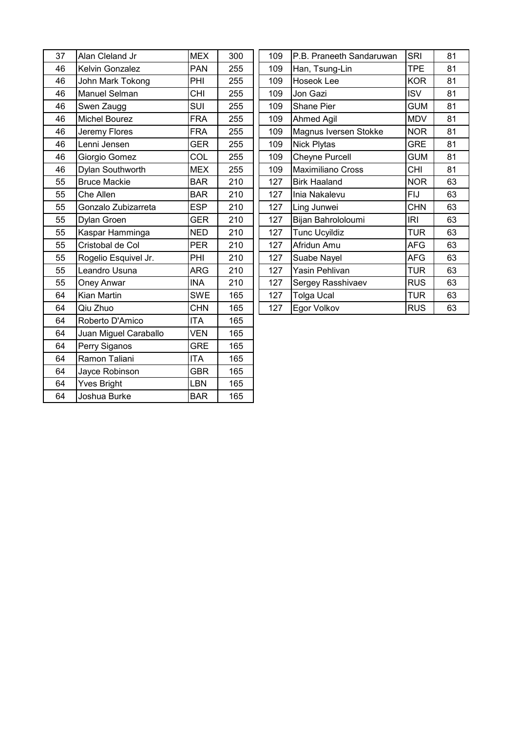| | | | |
|---|---|---|---|
| 37 | Alan Cleland Jr | MEX | 300 |
| 46 | Kelvin Gonzalez | PAN | 255 |
| 46 | John Mark Tokong | PHI | 255 |
| 46 | Manuel Selman | CHI | 255 |
| 46 | Swen Zaugg | SUI | 255 |
| 46 | Michel Bourez | FRA | 255 |
| 46 | Jeremy Flores | FRA | 255 |
| 46 | Lenni Jensen | GER | 255 |
| 46 | Giorgio Gomez | COL | 255 |
| 46 | Dylan Southworth | MEX | 255 |
| 55 | Bruce Mackie | BAR | 210 |
| 55 | Che Allen | BAR | 210 |
| 55 | Gonzalo Zubizarreta | ESP | 210 |
| 55 | Dylan Groen | GER | 210 |
| 55 | Kaspar Hamminga | NED | 210 |
| 55 | Cristobal de Col | PER | 210 |
| 55 | Rogelio Esquivel Jr. | PHI | 210 |
| 55 | Leandro Usuna | ARG | 210 |
| 55 | Oney Anwar | INA | 210 |
| 64 | Kian Martin | SWE | 165 |
| 64 | Qiu Zhuo | CHN | 165 |
| 64 | Roberto D'Amico | ITA | 165 |
| 64 | Juan Miguel Caraballo | VEN | 165 |
| 64 | Perry Siganos | GRE | 165 |
| 64 | Ramon Taliani | ITA | 165 |
| 64 | Jayce Robinson | GBR | 165 |
| 64 | Yves Bright | LBN | 165 |
| 64 | Joshua Burke | BAR | 165 |
| 109 | P.B. Praneeth Sandaruwan | SRI | 81 |
| 109 | Han, Tsung-Lin | TPE | 81 |
| 109 | Hoseok Lee | KOR | 81 |
| 109 | Jon Gazi | ISV | 81 |
| 109 | Shane Pier | GUM | 81 |
| 109 | Ahmed Agil | MDV | 81 |
| 109 | Magnus Iversen Stokke | NOR | 81 |
| 109 | Nick Plytas | GRE | 81 |
| 109 | Cheyne Purcell | GUM | 81 |
| 109 | Maximiliano Cross | CHI | 81 |
| 127 | Birk Haaland | NOR | 63 |
| 127 | Inia Nakalevu | FIJ | 63 |
| 127 | Ling Junwei | CHN | 63 |
| 127 | Bijan Bahrololoumi | IRI | 63 |
| 127 | Tunc Ucyildiz | TUR | 63 |
| 127 | Afridun Amu | AFG | 63 |
| 127 | Suabe Nayel | AFG | 63 |
| 127 | Yasin Pehlivan | TUR | 63 |
| 127 | Sergey Rasshivaev | RUS | 63 |
| 127 | Tolga Ucal | TUR | 63 |
| 127 | Egor Volkov | RUS | 63 |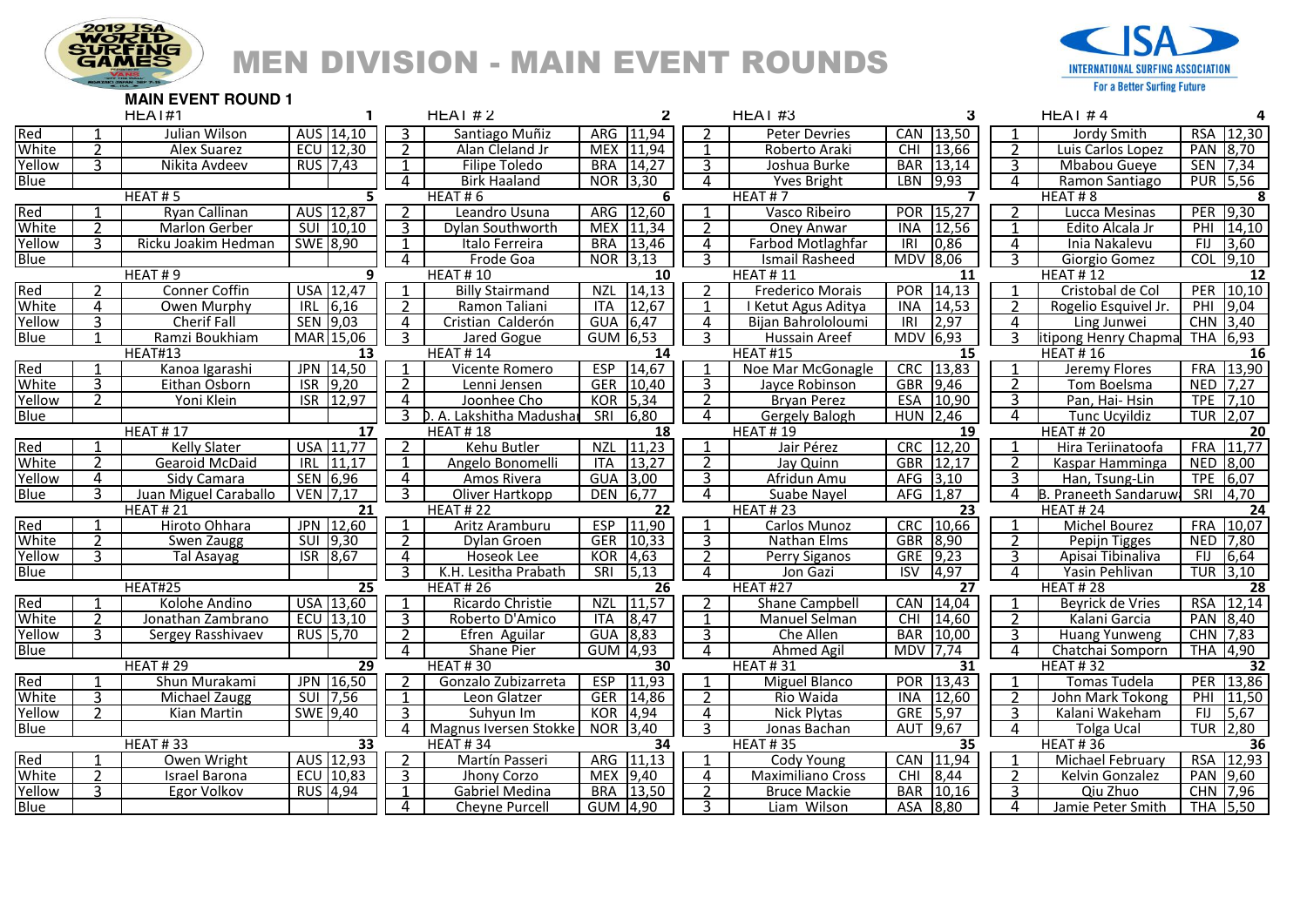# MEN DIVISION - MAIN EVENT ROUNDS

## MAIN EVENT ROUND 1

| | | HEAT #1 | | | | HEAT # 2 | | | | HEAT #3 | | | | HEAT # 4 | | |
|---|---|---|---|---|---|---|---|---|---|---|---|---|---|---|---|---|
| | | | | 1 | | | | 2 | | | | 3 | | | | 4 |
| Red | 1 | Julian Wilson | AUS | 14,10 | 3 | Santiago Muñiz | ARG | 11,94 | 2 | Peter Devries | CAN | 13,50 | 1 | Jordy Smith | RSA | 12,30 |
| White | 2 | Alex Suarez | ECU | 12,30 | 2 | Alan Cleland Jr | MEX | 11,94 | 1 | Roberto Araki | CHI | 13,66 | 2 | Luis Carlos Lopez | PAN | 8,70 |
| Yellow | 3 | Nikita Avdeev | RUS | 7,43 | 1 | Filipe Toledo | BRA | 14,27 | 3 | Joshua Burke | BAR | 13,14 | 3 | Mbabou Gueye | SEN | 7,34 |
| Blue | | | | | 4 | Birk Haaland | NOR | 3,30 | 4 | Yves Bright | LBN | 9,93 | 4 | Ramon Santiago | PUR | 5,56 |
| | | HEAT # 5 | | 5 | | HEAT # 6 | | 6 | | HEAT # 7 | | 7 | | HEAT # 8 | | 8 |
| Red | 1 | Ryan Callinan | AUS | 12,87 | 2 | Leandro Usuna | ARG | 12,60 | 1 | Vasco Ribeiro | POR | 15,27 | 2 | Lucca Mesinas | PER | 9,30 |
| White | 2 | Marlon Gerber | SUI | 10,10 | 3 | Dylan Southworth | MEX | 11,34 | 2 | Oney Anwar | INA | 12,56 | 1 | Edito Alcala Jr | PHI | 14,10 |
| Yellow | 3 | Ricku Joakim Hedman | SWE | 8,90 | 1 | Italo Ferreira | BRA | 13,46 | 4 | Farbod Motlaghfar | IRI | 0,86 | 4 | Inia Nakalevu | FIJ | 3,60 |
| Blue | | | | | 4 | Frode Goa | NOR | 3,13 | 3 | Ismail Rasheed | MDV | 8,06 | 3 | Giorgio Gomez | COL | 9,10 |
| | | HEAT # 9 | | 9 | | HEAT # 10 | | 10 | | HEAT # 11 | | 11 | | HEAT # 12 | | 12 |
| Red | 2 | Conner Coffin | USA | 12,47 | 1 | Billy Stairmand | NZL | 14,13 | 2 | Frederico Morais | POR | 14,13 | 1 | Cristobal de Col | PER | 10,10 |
| White | 4 | Owen Murphy | IRL | 6,16 | 2 | Ramon Taliani | ITA | 12,67 | 1 | I Ketut Agus Aditya | INA | 14,53 | 2 | Rogelio Esquivel Jr. | PHI | 9,04 |
| Yellow | 3 | Cherif Fall | SEN | 9,03 | 4 | Cristian Calderón | GUA | 6,47 | 4 | Bijan Bahrololoumi | IRI | 2,97 | 4 | Ling Junwei | CHN | 3,40 |
| Blue | 1 | Ramzi Boukhiam | MAR | 15,06 | 3 | Jared Gogue | GUM | 6,53 | 3 | Hussain Areef | MDV | 6,93 | 3 | itipong Henry Chapma | THA | 6,93 |
| | | HEAT#13 | | 13 | | HEAT # 14 | | 14 | | HEAT #15 | | 15 | | HEAT # 16 | | 16 |
| Red | 1 | Kanoa Igarashi | JPN | 14,50 | 1 | Vicente Romero | ESP | 14,67 | 1 | Noe Mar McGonagle | CRC | 13,83 | 1 | Jeremy Flores | FRA | 13,90 |
| White | 3 | Eithan Osborn | ISR | 9,20 | 2 | Lenni Jensen | GER | 10,40 | 3 | Jayce Robinson | GBR | 9,46 | 2 | Tom Boelsma | NED | 7,27 |
| Yellow | 2 | Yoni Klein | ISR | 12,97 | 4 | Joonhee Cho | KOR | 5,34 | 2 | Bryan Perez | ESA | 10,90 | 3 | Pan, Hai- Hsin | TPE | 7,10 |
| Blue | | | | | 3 | D. A. Lakshitha Madushar | SRI | 6,80 | 4 | Gergely Balogh | HUN | 2,46 | 4 | Tunc Ucyildiz | TUR | 2,07 |
| | | HEAT # 17 | | 17 | | HEAT # 18 | | 18 | | HEAT # 19 | | 19 | | HEAT # 20 | | 20 |
| Red | 1 | Kelly Slater | USA | 11,77 | 2 | Kehu Butler | NZL | 11,23 | 1 | Jair Pérez | CRC | 12,20 | 1 | Hira Teriinatoofa | FRA | 11,77 |
| White | 2 | Gearoid McDaid | IRL | 11,17 | 1 | Angelo Bonomelli | ITA | 13,27 | 2 | Jay Quinn | GBR | 12,17 | 2 | Kaspar Hamminga | NED | 8,00 |
| Yellow | 4 | Sidy Camara | SEN | 6,96 | 4 | Amos Rivera | GUA | 3,00 | 3 | Afridun Amu | AFG | 3,10 | 3 | Han, Tsung-Lin | TPE | 6,07 |
| Blue | 3 | Juan Miguel Caraballo | VEN | 7,17 | 3 | Oliver Hartkopp | DEN | 6,77 | 4 | Suabe Nayel | AFG | 1,87 | 4 | B. Praneeth Sandaruw | SRI | 4,70 |
| | | HEAT # 21 | | 21 | | HEAT # 22 | | 22 | | HEAT # 23 | | 23 | | HEAT # 24 | | 24 |
| Red | 1 | Hiroto Ohhara | JPN | 12,60 | 1 | Aritz Aramburu | ESP | 11,90 | 1 | Carlos Munoz | CRC | 10,66 | 1 | Michel Bourez | FRA | 10,07 |
| White | 2 | Swen Zaugg | SUI | 9,30 | 2 | Dylan Groen | GER | 10,33 | 3 | Nathan Elms | GBR | 8,90 | 2 | Pepijn Tigges | NED | 7,80 |
| Yellow | 3 | Tal Asayag | ISR | 8,67 | 4 | Hoseok Lee | KOR | 4,63 | 2 | Perry Siganos | GRE | 9,23 | 3 | Apisai Tibinaliva | FIJ | 6,64 |
| Blue | | | | | 3 | K.H. Lesitha Prabath | SRI | 5,13 | 4 | Jon Gazi | ISV | 4,97 | 4 | Yasin Pehlivan | TUR | 3,10 |
| | | HEAT#25 | | 25 | | HEAT # 26 | | 26 | | HEAT #27 | | 27 | | HEAT # 28 | | 28 |
| Red | 1 | Kolohe Andino | USA | 13,60 | 1 | Ricardo Christie | NZL | 11,57 | 2 | Shane Campbell | CAN | 14,04 | 1 | Beyrick de Vries | RSA | 12,14 |
| White | 2 | Jonathan Zambrano | ECU | 13,10 | 3 | Roberto D'Amico | ITA | 8,47 | 1 | Manuel Selman | CHI | 14,60 | 2 | Kalani Garcia | PAN | 8,40 |
| Yellow | 3 | Sergey Rasshivaev | RUS | 5,70 | 2 | Efren Aguilar | GUA | 8,83 | 3 | Che Allen | BAR | 10,00 | 3 | Huang Yunweng | CHN | 7,83 |
| Blue | | | | | 4 | Shane Pier | GUM | 4,93 | 4 | Ahmed Agil | MDV | 7,74 | 4 | Chatchai Somporn | THA | 4,90 |
| | | HEAT # 29 | | 29 | | HEAT # 30 | | 30 | | HEAT # 31 | | 31 | | HEAT # 32 | | 32 |
| Red | 1 | Shun Murakami | JPN | 16,50 | 2 | Gonzalo Zubizarreta | ESP | 11,93 | 1 | Miguel Blanco | POR | 13,43 | 1 | Tomas Tudela | PER | 13,86 |
| White | 3 | Michael Zaugg | SUI | 7,56 | 1 | Leon Glatzer | GER | 14,86 | 2 | Rio Waida | INA | 12,60 | 2 | John Mark Tokong | PHI | 11,50 |
| Yellow | 2 | Kian Martin | SWE | 9,40 | 3 | Suhyun Im | KOR | 4,94 | 4 | Nick Plytas | GRE | 5,97 | 3 | Kalani Wakeham | FIJ | 5,67 |
| Blue | | | | | 4 | Magnus Iversen Stokke | NOR | 3,40 | 3 | Jonas Bachan | AUT | 9,67 | 4 | Tolga Ucal | TUR | 2,80 |
| | | HEAT # 33 | | 33 | | HEAT # 34 | | 34 | | HEAT # 35 | | 35 | | HEAT # 36 | | 36 |
| Red | 1 | Owen Wright | AUS | 12,93 | 2 | Martín Passeri | ARG | 11,13 | 1 | Cody Young | CAN | 11,94 | 1 | Michael February | RSA | 12,93 |
| White | 2 | Israel Barona | ECU | 10,83 | 3 | Jhony Corzo | MEX | 9,40 | 4 | Maximiliano Cross | CHI | 8,44 | 2 | Kelvin Gonzalez | PAN | 9,60 |
| Yellow | 3 | Egor Volkov | RUS | 4,94 | 1 | Gabriel Medina | BRA | 13,50 | 2 | Bruce Mackie | BAR | 10,16 | 3 | Qiu Zhuo | CHN | 7,96 |
| Blue | | | | | 4 | Cheyne Purcell | GUM | 4,90 | 3 | Liam Wilson | ASA | 8,80 | 4 | Jamie Peter Smith | THA | 5,50 |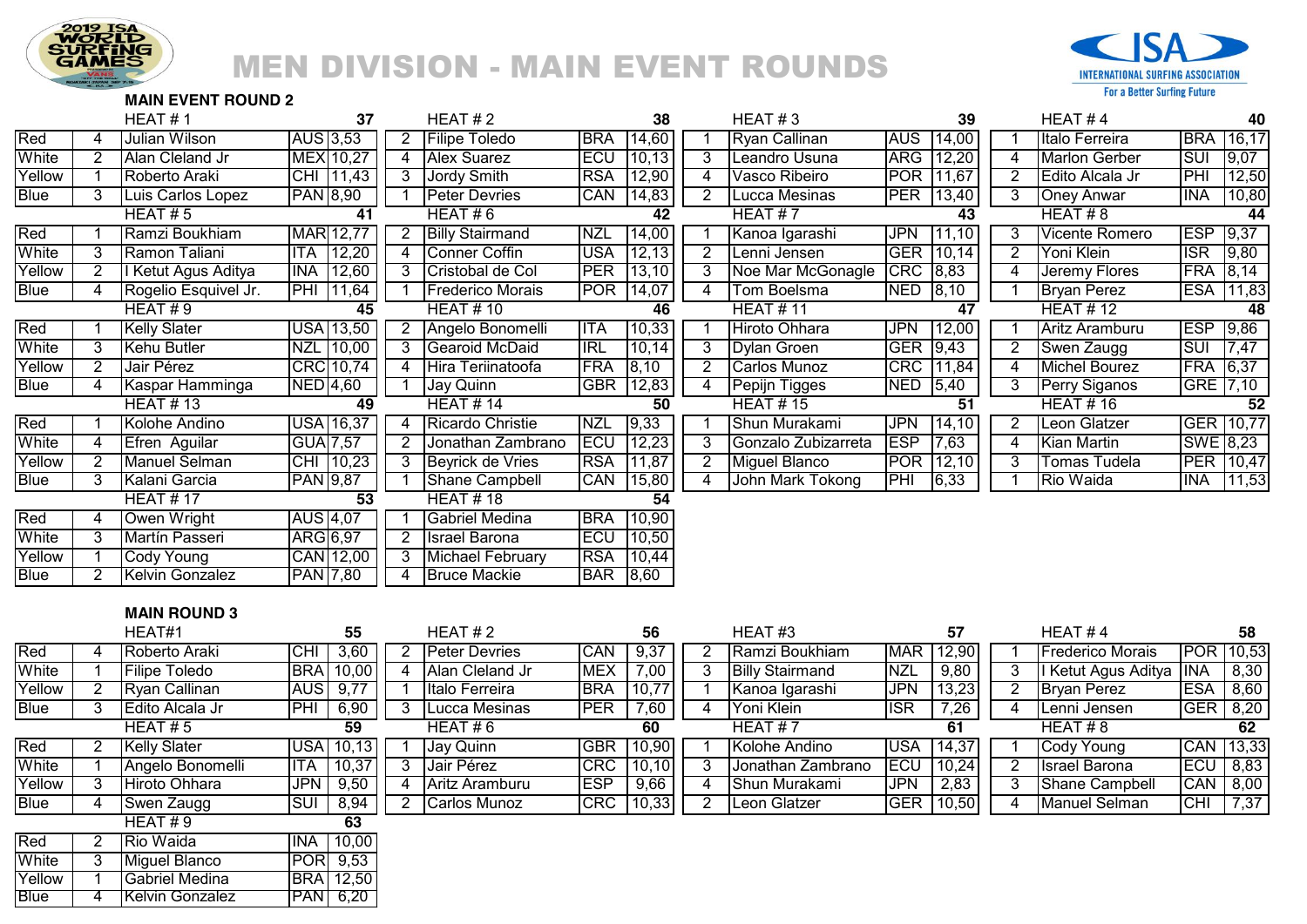# MEN DIVISION - MAIN EVENT ROUNDS

## MAIN EVENT ROUND 2

| | | HEAT # 1 | | 37 | | HEAT # 2 | | 38 | | HEAT # 3 | | 39 | | HEAT # 4 | | 40 |
|---|---|---|---|---|---|---|---|---|---|---|---|---|---|---|---|---|
| Red | 4 | Julian Wilson | AUS | 3,53 | 2 | Filipe Toledo | BRA | 14,60 | 1 | Ryan Callinan | AUS | 14,00 | 1 | Italo Ferreira | BRA | 16,17 |
| White | 2 | Alan Cleland Jr | MEX | 10,27 | 4 | Alex Suarez | ECU | 10,13 | 3 | Leandro Usuna | ARG | 12,20 | 4 | Marlon Gerber | SUI | 9,07 |
| Yellow | 1 | Roberto Araki | CHI | 11,43 | 3 | Jordy Smith | RSA | 12,90 | 4 | Vasco Ribeiro | POR | 11,67 | 2 | Edito Alcala Jr | PHI | 12,50 |
| Blue | 3 | Luis Carlos Lopez | PAN | 8,90 | 1 | Peter Devries | CAN | 14,83 | 2 | Lucca Mesinas | PER | 13,40 | 3 | Oney Anwar | INA | 10,80 |
| | | HEAT # 5 | | 41 | | HEAT # 6 | | 42 | | HEAT # 7 | | 43 | | HEAT # 8 | | 44 |
| Red | 1 | Ramzi Boukhiam | MAR | 12,77 | 2 | Billy Stairmand | NZL | 14,00 | 1 | Kanoa Igarashi | JPN | 11,10 | 3 | Vicente Romero | ESP | 9,37 |
| White | 3 | Ramon Taliani | ITA | 12,20 | 4 | Conner Coffin | USA | 12,13 | 2 | Lenni Jensen | GER | 10,14 | 2 | Yoni Klein | ISR | 9,80 |
| Yellow | 2 | I Ketut Agus Aditya | INA | 12,60 | 3 | Cristobal de Col | PER | 13,10 | 3 | Noe Mar McGonagle | CRC | 8,83 | 4 | Jeremy Flores | FRA | 8,14 |
| Blue | 4 | Rogelio Esquivel Jr. | PHI | 11,64 | 1 | Frederico Morais | POR | 14,07 | 4 | Tom Boelsma | NED | 8,10 | 1 | Bryan Perez | ESA | 11,83 |
| | | HEAT # 9 | | 45 | | HEAT # 10 | | 46 | | HEAT # 11 | | 47 | | HEAT # 12 | | 48 |
| Red | 1 | Kelly Slater | USA | 13,50 | 2 | Angelo Bonomelli | ITA | 10,33 | 1 | Hiroto Ohhara | JPN | 12,00 | 1 | Aritz Aramburu | ESP | 9,86 |
| White | 3 | Kehu Butler | NZL | 10,00 | 3 | Gearoid McDaid | IRL | 10,14 | 3 | Dylan Groen | GER | 9,43 | 2 | Swen Zaugg | SUI | 7,47 |
| Yellow | 2 | Jair Pérez | CRC | 10,74 | 4 | Hira Teriinatoofa | FRA | 8,10 | 2 | Carlos Munoz | CRC | 11,84 | 4 | Michel Bourez | FRA | 6,37 |
| Blue | 4 | Kaspar Hamminga | NED | 4,60 | 1 | Jay Quinn | GBR | 12,83 | 4 | Pepijn Tigges | NED | 5,40 | 3 | Perry Siganos | GRE | 7,10 |
| | | HEAT # 13 | | 49 | | HEAT # 14 | | 50 | | HEAT # 15 | | 51 | | HEAT # 16 | | 52 |
| Red | 1 | Kolohe Andino | USA | 16,37 | 4 | Ricardo Christie | NZL | 9,33 | 1 | Shun Murakami | JPN | 14,10 | 2 | Leon Glatzer | GER | 10,77 |
| White | 4 | Efren Aguilar | GUA | 7,57 | 2 | Jonathan Zambrano | ECU | 12,23 | 3 | Gonzalo Zubizarreta | ESP | 7,63 | 4 | Kian Martin | SWE | 8,23 |
| Yellow | 2 | Manuel Selman | CHI | 10,23 | 3 | Beyrick de Vries | RSA | 11,87 | 2 | Miguel Blanco | POR | 12,10 | 3 | Tomas Tudela | PER | 10,47 |
| Blue | 3 | Kalani Garcia | PAN | 9,87 | 1 | Shane Campbell | CAN | 15,80 | 4 | John Mark Tokong | PHI | 6,33 | 1 | Rio Waida | INA | 11,53 |
| | | HEAT # 17 | | 53 | | HEAT # 18 | | 54 | | | | | | | | |
| Red | 4 | Owen Wright | AUS | 4,07 | 1 | Gabriel Medina | BRA | 10,90 | | | | | | | | |
| White | 3 | Martín Passeri | ARG | 6,97 | 2 | Israel Barona | ECU | 10,50 | | | | | | | | |
| Yellow | 1 | Cody Young | CAN | 12,00 | 3 | Michael February | RSA | 10,44 | | | | | | | | |
| Blue | 2 | Kelvin Gonzalez | PAN | 7,80 | 4 | Bruce Mackie | BAR | 8,60 | | | | | | | | |

## MAIN ROUND 3

| | | HEAT#1 | | 55 | | HEAT # 2 | | 56 | | HEAT#3 | | 57 | | HEAT # 4 | | 58 |
|---|---|---|---|---|---|---|---|---|---|---|---|---|---|---|---|---|
| Red | 4 | Roberto Araki | CHI | 3,60 | 2 | Peter Devries | CAN | 9,37 | 2 | Ramzi Boukhiam | MAR | 12,90 | 1 | Frederico Morais | POR | 10,53 |
| White | 1 | Filipe Toledo | BRA | 10,00 | 4 | Alan Cleland Jr | MEX | 7,00 | 3 | Billy Stairmand | NZL | 9,80 | 3 | I Ketut Agus Aditya | INA | 8,30 |
| Yellow | 2 | Ryan Callinan | AUS | 9,77 | 1 | Italo Ferreira | BRA | 10,77 | 1 | Kanoa Igarashi | JPN | 13,23 | 2 | Bryan Perez | ESA | 8,60 |
| Blue | 3 | Edito Alcala Jr | PHI | 6,90 | 3 | Lucca Mesinas | PER | 7,60 | 4 | Yoni Klein | ISR | 7,26 | 4 | Lenni Jensen | GER | 8,20 |
| | | HEAT # 5 | | 59 | | HEAT # 6 | | 60 | | HEAT # 7 | | 61 | | HEAT # 8 | | 62 |
| Red | 2 | Kelly Slater | USA | 10,13 | 1 | Jay Quinn | GBR | 10,90 | 1 | Kolohe Andino | USA | 14,37 | 1 | Cody Young | CAN | 13,33 |
| White | 1 | Angelo Bonomelli | ITA | 10,37 | 3 | Jair Pérez | CRC | 10,10 | 3 | Jonathan Zambrano | ECU | 10,24 | 2 | Israel Barona | ECU | 8,83 |
| Yellow | 3 | Hiroto Ohhara | JPN | 9,50 | 4 | Aritz Aramburu | ESP | 9,66 | 4 | Shun Murakami | JPN | 2,83 | 3 | Shane Campbell | CAN | 8,00 |
| Blue | 4 | Swen Zaugg | SUI | 8,94 | 2 | Carlos Munoz | CRC | 10,33 | 2 | Leon Glatzer | GER | 10,50 | 4 | Manuel Selman | CHI | 7,37 |
| | | HEAT # 9 | | 63 | | | | | | | | | | | | |
| Red | 2 | Rio Waida | INA | 10,00 | | | | | | | | | | | | |
| White | 3 | Miguel Blanco | POR | 9,53 | | | | | | | | | | | | |
| Yellow | 1 | Gabriel Medina | BRA | 12,50 | | | | | | | | | | | | |
| Blue | 4 | Kelvin Gonzalez | PAN | 6,20 | | | | | | | | | | | | |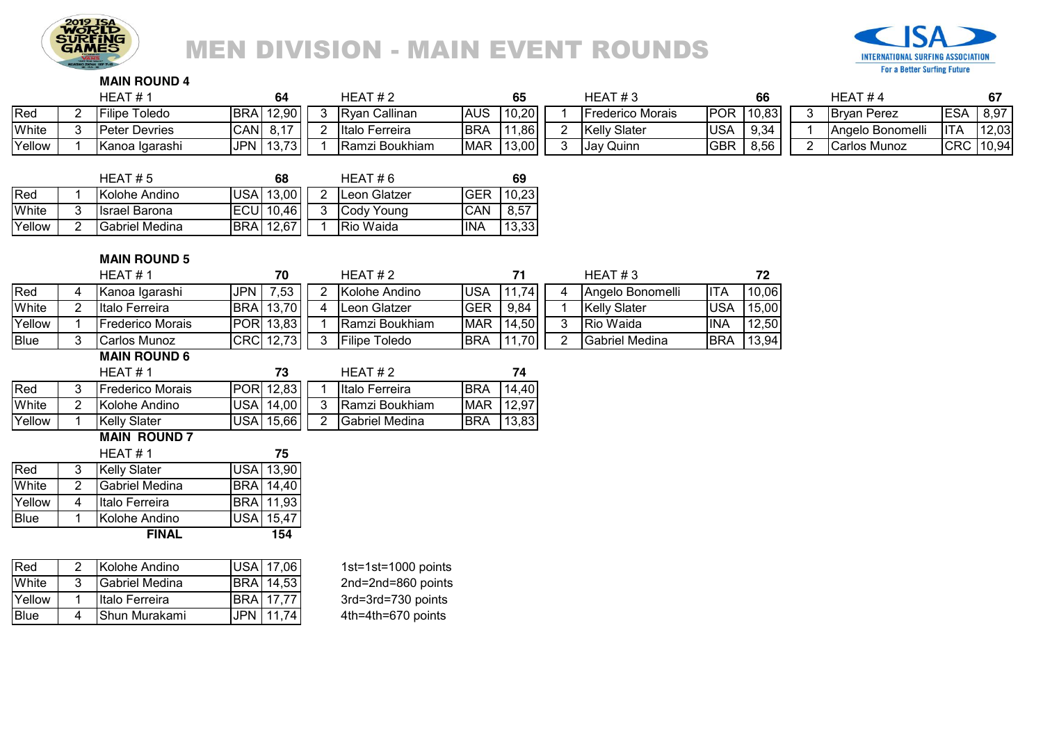# MEN DIVISION - MAIN EVENT ROUNDS

## MAIN ROUND 4

**HEAT # 1 — 64**

| | | | | |
|---|---|---|---|---|
| Red | 2 | Filipe Toledo | BRA | 12,90 |
| White | 3 | Peter Devries | CAN | 8,17 |
| Yellow | 1 | Kanoa Igarashi | JPN | 13,73 |

**HEAT # 2 — 65**

| | | | |
|---|---|---|---|
| 3 | Ryan Callinan | AUS | 10,20 |
| 2 | Italo Ferreira | BRA | 11,86 |
| 1 | Ramzi Boukhiam | MAR | 13,00 |

**HEAT # 3 — 66**

| | | | |
|---|---|---|---|
| 1 | Frederico Morais | POR | 10,83 |
| 2 | Kelly Slater | USA | 9,34 |
| 3 | Jay Quinn | GBR | 8,56 |

**HEAT # 4 — 67**

| | | | |
|---|---|---|---|
| 3 | Bryan Perez | ESA | 8,97 |
| 1 | Angelo Bonomelli | ITA | 12,03 |
| 2 | Carlos Munoz | CRC | 10,94 |

**HEAT # 5 — 68**

| | | | | |
|---|---|---|---|---|
| Red | 1 | Kolohe Andino | USA | 13,00 |
| White | 3 | Israel Barona | ECU | 10,46 |
| Yellow | 2 | Gabriel Medina | BRA | 12,67 |

**HEAT # 6 — 69**

| | | | |
|---|---|---|---|
| 2 | Leon Glatzer | GER | 10,23 |
| 3 | Cody Young | CAN | 8,57 |
| 1 | Rio Waida | INA | 13,33 |

## MAIN ROUND 5

**HEAT # 1 — 70**

| | | | | |
|---|---|---|---|---|
| Red | 4 | Kanoa Igarashi | JPN | 7,53 |
| White | 2 | Italo Ferreira | BRA | 13,70 |
| Yellow | 1 | Frederico Morais | POR | 13,83 |
| Blue | 3 | Carlos Munoz | CRC | 12,73 |

**HEAT # 2 — 71**

| | | | |
|---|---|---|---|
| 2 | Kolohe Andino | USA | 11,74 |
| 4 | Leon Glatzer | GER | 9,84 |
| 1 | Ramzi Boukhiam | MAR | 14,50 |
| 3 | Filipe Toledo | BRA | 11,70 |

**HEAT # 3 — 72**

| | | | |
|---|---|---|---|
| 4 | Angelo Bonomelli | ITA | 10,06 |
| 1 | Kelly Slater | USA | 15,00 |
| 3 | Rio Waida | INA | 12,50 |
| 2 | Gabriel Medina | BRA | 13,94 |

## MAIN ROUND 6

**HEAT # 1 — 73**

| | | | | |
|---|---|---|---|---|
| Red | 3 | Frederico Morais | POR | 12,83 |
| White | 2 | Kolohe Andino | USA | 14,00 |
| Yellow | 1 | Kelly Slater | USA | 15,66 |

**HEAT # 2 — 74**

| | | | |
|---|---|---|---|
| 1 | Italo Ferreira | BRA | 14,40 |
| 3 | Ramzi Boukhiam | MAR | 12,97 |
| 2 | Gabriel Medina | BRA | 13,83 |

## MAIN ROUND 7

**HEAT # 1 — 75**

| | | | | |
|---|---|---|---|---|
| Red | 3 | Kelly Slater | USA | 13,90 |
| White | 2 | Gabriel Medina | BRA | 14,40 |
| Yellow | 4 | Italo Ferreira | BRA | 11,93 |
| Blue | 1 | Kolohe Andino | USA | 15,47 |

## FINAL — 154

| | | | | |
|---|---|---|---|---|
| Red | 2 | Kolohe Andino | USA | 17,06 |
| White | 3 | Gabriel Medina | BRA | 14,53 |
| Yellow | 1 | Italo Ferreira | BRA | 17,77 |
| Blue | 4 | Shun Murakami | JPN | 11,74 |

1st=1st=1000 points
2nd=2nd=860 points
3rd=3rd=730 points
4th=4th=670 points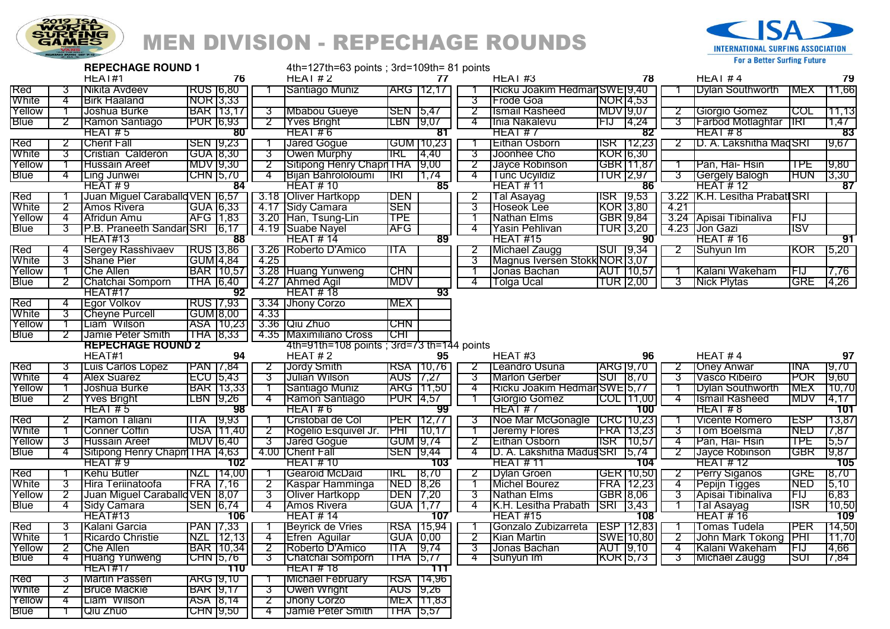# MEN DIVISION - REPECHAGE ROUNDS

## REPECHAGE ROUND 1

4th=127th=63 points ; 3rd=109th= 81 points

| HEAT #1 | | | | 76 | HEAT # 2 | | | 77 | HEAT #3 | | | 78 | HEAT # 4 | | | 79 |
|---|---|---|---|---|---|---|---|---|---|---|---|---|---|---|---|---|
| Red | 3 | Nikita Avdeev | RUS | 6,80 | 1 | Santiago Muniz | ARG | 12,17 | 1 | Ricku Joakim Hedmar | SWE | 9,40 | 1 | Dylan Southworth | MEX | 11,66 |
| White | 4 | Birk Haaland | NOR | 3,33 | | | | | 3 | Frode Goa | NOR | 4,53 | | | | |
| Yellow | 1 | Joshua Burke | BAR | 13,17 | 3 | Mbabou Gueye | SEN | 5,47 | 2 | Ismail Rasheed | MDV | 9,07 | 2 | Giorgio Gomez | COL | 11,13 |
| Blue | 2 | Ramon Santiago | PUR | 6,93 | 2 | Yves Bright | LBN | 9,07 | 4 | Inia Nakalevu | FIJ | 4,24 | 3 | Farbod Motlaghfar | IRI | 1,47 |

| HEAT # 5 | | | | 80 | HEAT # 6 | | | 81 | HEAT # 7 | | | 82 | HEAT # 8 | | | 83 |
|---|---|---|---|---|---|---|---|---|---|---|---|---|---|---|---|---|
| Red | 2 | Cherif Fall | SEN | 9,23 | 1 | Jared Gogue | GUM | 10,23 | 1 | Eithan Osborn | ISR | 12,23 | 2 | D. A. Lakshitha Mad | SRI | 9,67 |
| White | 3 | Cristian Calderon | GUA | 8,30 | 3 | Owen Murphy | IRL | 4,40 | 3 | Joonhee Cho | KOR | 6,30 | | | | |
| Yellow | 1 | Hussain Areef | MDV | 9,30 | 2 | Sitipong Henry Chapn | THA | 9,00 | 2 | Jayce Robinson | GBR | 11,87 | 1 | Pan, Hai- Hsin | TPE | 9,80 |
| Blue | 4 | Ling Junwei | CHN | 5,70 | 4 | Bijan Bahrololoumi | IRI | 1,74 | 4 | Tunc Ucyildiz | TUR | 2,97 | 3 | Gergely Balogh | HUN | 3,30 |

| HEAT # 9 | | | | 84 | HEAT # 10 | | | 85 | HEAT # 11 | | | 86 | HEAT # 12 | | | 87 |
|---|---|---|---|---|---|---|---|---|---|---|---|---|---|---|---|---|
| Red | 1 | Juan Miguel Caraballo | VEN | 6,57 | 3.18 | Oliver Hartkopp | DEN | | 2 | Tal Asayag | ISR | 9,53 | 3.22 | K.H. Lesitha Prabat | SRI | |
| White | 2 | Amos Rivera | GUA | 6,33 | 4.17 | Sidy Camara | SEN | | 3 | Hoseok Lee | KOR | 3,80 | 4.21 | | | |
| Yellow | 4 | Afridun Amu | AFG | 1,83 | 3.20 | Han, Tsung-Lin | TPE | | 1 | Nathan Elms | GBR | 9,84 | 3.24 | Apisai Tibinaliva | FIJ | |
| Blue | 3 | P.B. Praneeth Sandar | SRI | 6,17 | 4.19 | Suabe Nayel | AFG | | 4 | Yasin Pehlivan | TUR | 3,20 | 4.23 | Jon Gazi | ISV | |

| HEAT#13 | | | | 88 | HEAT # 14 | | | 89 | HEAT #15 | | | 90 | HEAT # 16 | | | 91 |
|---|---|---|---|---|---|---|---|---|---|---|---|---|---|---|---|---|
| Red | 4 | Sergey Rasshivaev | RUS | 3,86 | 3.26 | Roberto D'Amico | ITA | | 2 | Michael Zaugg | SUI | 9,34 | 2 | Suhyun Im | KOR | 5,20 |
| White | 3 | Shane Pier | GUM | 4,84 | 4.25 | | | | 3 | Magnus Iversen Stokk | NOR | 3,07 | | | | |
| Yellow | 1 | Che Allen | BAR | 10,57 | 3.28 | Huang Yunweng | CHN | | 1 | Jonas Bachan | AUT | 10,57 | 1 | Kalani Wakeham | FIJ | 7,76 |
| Blue | 2 | Chatchai Somporn | THA | 6,40 | 4.27 | Ahmed Agil | MDV | | 4 | Tolga Ucal | TUR | 2,00 | 3 | Nick Plytas | GRE | 4,26 |

| HEAT#17 | | | | 92 | HEAT # 18 | | | 93 |
|---|---|---|---|---|---|---|---|---|
| Red | 4 | Egor Volkov | RUS | 7,93 | 3.34 | Jhony Corzo | MEX | |
| White | 3 | Cheyne Purcell | GUM | 8,00 | 4.33 | | | |
| Yellow | 1 | Liam Wilson | ASA | 10,23 | 3.36 | Qiu Zhuo | CHN | |
| Blue | 2 | Jamie Peter Smith | THA | 8,33 | 4.35 | Maximiliano Cross | CHI | |

## REPECHAGE ROUND 2

4th=91th=108 points ; 3rd=73 th=144 points

| HEAT#1 | | | | 94 | HEAT # 2 | | | 95 | HEAT #3 | | | 96 | HEAT # 4 | | | 97 |
|---|---|---|---|---|---|---|---|---|---|---|---|---|---|---|---|---|
| Red | 3 | Luis Carlos Lopez | PAN | 7,84 | 2 | Jordy Smith | RSA | 10,76 | 2 | Leandro Usuna | ARG | 9,70 | 2 | Oney Anwar | INA | 9,70 |
| White | 4 | Alex Suarez | ECU | 5,43 | 3 | Julian Wilson | AUS | 7,27 | 3 | Marlon Gerber | SUI | 8,70 | 3 | Vasco Ribeiro | POR | 9,60 |
| Yellow | 1 | Joshua Burke | BAR | 13,33 | 1 | Santiago Muniz | ARG | 11,50 | 4 | Ricku Joakim Hedmar | SWE | 5,77 | 1 | Dylan Southworth | MEX | 10,70 |
| Blue | 2 | Yves Bright | LBN | 9,26 | 4 | Ramon Santiago | PUR | 4,57 | 1 | Giorgio Gomez | COL | 11,00 | 4 | Ismail Rasheed | MDV | 4,17 |

| HEAT # 5 | | | | 98 | HEAT # 6 | | | 99 | HEAT # 7 | | | 100 | HEAT # 8 | | | 101 |
|---|---|---|---|---|---|---|---|---|---|---|---|---|---|---|---|---|
| Red | 2 | Ramon Taliani | ITA | 9,93 | 1 | Cristobal de Col | PER | 12,77 | 3 | Noe Mar McGonagle | CRC | 10,23 | 1 | Vicente Romero | ESP | 13,87 |
| White | 1 | Conner Coffin | USA | 11,40 | 2 | Rogelio Esquivel Jr. | PHI | 10,17 | 1 | Jeremy Flores | FRA | 13,23 | 3 | Tom Boelsma | NED | 7,87 |
| Yellow | 3 | Hussain Areef | MDV | 6,40 | 3 | Jared Gogue | GUM | 9,74 | 2 | Eithan Osborn | ISR | 10,57 | 4 | Pan, Hai- Hsin | TPE | 5,57 |
| Blue | 4 | Sitipong Henry Chapm | THA | 4,63 | 4.00 | Cherif Fall | SEN | 9,44 | 4 | D. A. Lakshitha Madus | SRI | 5,74 | 2 | Jayce Robinson | GBR | 9,87 |

| HEAT # 9 | | | | 102 | HEAT # 10 | | | 103 | HEAT # 11 | | | 104 | HEAT # 12 | | | 105 |
|---|---|---|---|---|---|---|---|---|---|---|---|---|---|---|---|---|
| Red | 1 | Kehu Butler | NZL | 14,00 | 1 | Gearoid McDaid | IRL | 8,70 | 2 | Dylan Groen | GER | 10,50 | 2 | Perry Siganos | GRE | 8,70 |
| White | 3 | Hira Teriinatoofa | FRA | 7,16 | 2 | Kaspar Hamminga | NED | 8,26 | 1 | Michel Bourez | FRA | 12,23 | 4 | Pepijn Tigges | NED | 5,10 |
| Yellow | 2 | Juan Miguel Caraballo | VEN | 8,07 | 3 | Oliver Hartkopp | DEN | 7,20 | 3 | Nathan Elms | GBR | 8,06 | 3 | Apisai Tibinaliva | FIJ | 6,83 |
| Blue | 4 | Sidy Camara | SEN | 6,74 | 4 | Amos Rivera | GUA | 1,77 | 4 | K.H. Lesitha Prabath | SRI | 3,43 | 1 | Tal Asayag | ISR | 10,50 |

| HEAT#13 | | | | 106 | HEAT # 14 | | | 107 | HEAT #15 | | | 108 | HEAT # 16 | | | 109 |
|---|---|---|---|---|---|---|---|---|---|---|---|---|---|---|---|---|
| Red | 3 | Kalani Garcia | PAN | 7,33 | 1 | Beyrick de Vries | RSA | 15,94 | 1 | Gonzalo Zubizarreta | ESP | 12,83 | 1 | Tomas Tudela | PER | 14,50 |
| White | 1 | Ricardo Christie | NZL | 12,13 | 4 | Efren Aguilar | GUA | 0,00 | 2 | Kian Martin | SWE | 10,80 | 2 | John Mark Tokong | PHI | 11,70 |
| Yellow | 2 | Che Allen | BAR | 10,34 | 2 | Roberto D'Amico | ITA | 9,74 | 3 | Jonas Bachan | AUT | 9,10 | 4 | Kalani Wakeham | FIJ | 4,66 |
| Blue | 4 | Huang Yunweng | CHN | 5,76 | 3 | Chatchai Somporn | THA | 5,77 | 4 | Suhyun Im | KOR | 5,73 | 3 | Michael Zaugg | SUI | 7,84 |

| HEAT#17 | | | | 110 | HEAT # 18 | | | 111 |
|---|---|---|---|---|---|---|---|---|
| Red | 3 | Martin Passeri | ARG | 9,10 | 1 | Michael February | RSA | 14,96 |
| White | 2 | Bruce Mackie | BAR | 9,17 | 3 | Owen Wright | AUS | 9,26 |
| Yellow | 4 | Liam Wilson | ASA | 8,14 | 2 | Jhony Corzo | MEX | 11,83 |
| Blue | 1 | Qiu Zhuo | CHN | 9,50 | 4 | Jamie Peter Smith | THA | 5,57 |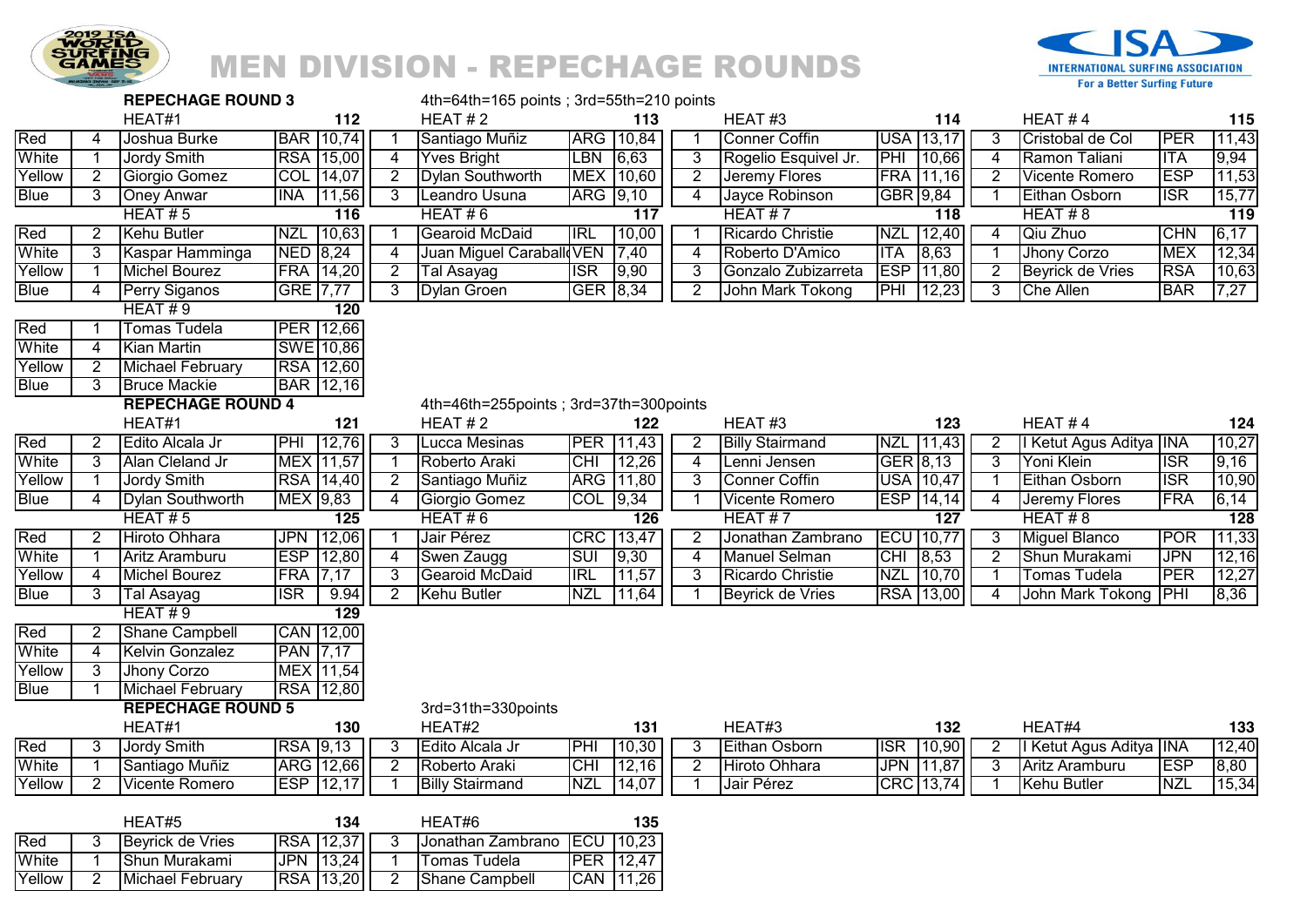# MEN DIVISION - REPECHAGE ROUNDS

## REPECHAGE ROUND 3

4th=64th=165 points ; 3rd=55th=210 points

| | | HEAT#1 | | 112 |
|---|---|---|---|---|
| Red | 4 | Joshua Burke | BAR | 10,74 |
| White | 1 | Jordy Smith | RSA | 15,00 |
| Yellow | 2 | Giorgio Gomez | COL | 14,07 |
| Blue | 3 | Oney Anwar | INA | 11,56 |

| | HEAT # 2 | | 113 |
|---|---|---|---|
| 1 | Santiago Muñiz | ARG | 10,84 |
| 4 | Yves Bright | LBN | 6,63 |
| 2 | Dylan Southworth | MEX | 10,60 |
| 3 | Leandro Usuna | ARG | 9,10 |

| | HEAT #3 | | 114 |
|---|---|---|---|
| 1 | Conner Coffin | USA | 13,17 |
| 3 | Rogelio Esquivel Jr. | PHI | 10,66 |
| 2 | Jeremy Flores | FRA | 11,16 |
| 4 | Jayce Robinson | GBR | 9,84 |

| | HEAT # 4 | | 115 |
|---|---|---|---|
| 3 | Cristobal de Col | PER | 11,43 |
| 4 | Ramon Taliani | ITA | 9,94 |
| 2 | Vicente Romero | ESP | 11,53 |
| 1 | Eithan Osborn | ISR | 15,77 |

| | | HEAT # 5 | | 116 |
|---|---|---|---|---|
| Red | 2 | Kehu Butler | NZL | 10,63 |
| White | 3 | Kaspar Hamminga | NED | 8,24 |
| Yellow | 1 | Michel Bourez | FRA | 14,20 |
| Blue | 4 | Perry Siganos | GRE | 7,77 |

| | HEAT # 6 | | 117 |
|---|---|---|---|
| 1 | Gearoid McDaid | IRL | 10,00 |
| 4 | Juan Miguel Caraballo | VEN | 7,40 |
| 2 | Tal Asayag | ISR | 9,90 |
| 3 | Dylan Groen | GER | 8,34 |

| | HEAT # 7 | | 118 |
|---|---|---|---|
| 1 | Ricardo Christie | NZL | 12,40 |
| 4 | Roberto D'Amico | ITA | 8,63 |
| 3 | Gonzalo Zubizarreta | ESP | 11,80 |
| 2 | John Mark Tokong | PHI | 12,23 |

| | HEAT # 8 | | 119 |
|---|---|---|---|
| 4 | Qiu Zhuo | CHN | 6,17 |
| 1 | Jhony Corzo | MEX | 12,34 |
| 2 | Beyrick de Vries | RSA | 10,63 |
| 3 | Che Allen | BAR | 7,27 |

| | | HEAT # 9 | | 120 |
|---|---|---|---|---|
| Red | 1 | Tomas Tudela | PER | 12,66 |
| White | 4 | Kian Martin | SWE | 10,86 |
| Yellow | 2 | Michael February | RSA | 12,60 |
| Blue | 3 | Bruce Mackie | BAR | 12,16 |

## REPECHAGE ROUND 4

4th=46th=255points ; 3rd=37th=300points

| | | HEAT#1 | | 121 |
|---|---|---|---|---|
| Red | 2 | Edito Alcala Jr | PHI | 12,76 |
| White | 3 | Alan Cleland Jr | MEX | 11,57 |
| Yellow | 1 | Jordy Smith | RSA | 14,40 |
| Blue | 4 | Dylan Southworth | MEX | 9,83 |

| | HEAT # 2 | | 122 |
|---|---|---|---|
| 3 | Lucca Mesinas | PER | 11,43 |
| 1 | Roberto Araki | CHI | 12,26 |
| 2 | Santiago Muñiz | ARG | 11,80 |
| 4 | Giorgio Gomez | COL | 9,34 |

| | HEAT #3 | | 123 |
|---|---|---|---|
| 2 | Billy Stairmand | NZL | 11,43 |
| 4 | Lenni Jensen | GER | 8,13 |
| 3 | Conner Coffin | USA | 10,47 |
| 1 | Vicente Romero | ESP | 14,14 |

| | HEAT # 4 | | 124 |
|---|---|---|---|
| 2 | I Ketut Agus Aditya | INA | 10,27 |
| 3 | Yoni Klein | ISR | 9,16 |
| 1 | Eithan Osborn | ISR | 10,90 |
| 4 | Jeremy Flores | FRA | 6,14 |

| | | HEAT # 5 | | 125 |
|---|---|---|---|---|
| Red | 2 | Hiroto Ohhara | JPN | 12,06 |
| White | 1 | Aritz Aramburu | ESP | 12,80 |
| Yellow | 4 | Michel Bourez | FRA | 7,17 |
| Blue | 3 | Tal Asayag | ISR | 9.94 |

| | HEAT # 6 | | 126 |
|---|---|---|---|
| 1 | Jair Pérez | CRC | 13,47 |
| 4 | Swen Zaugg | SUI | 9,30 |
| 3 | Gearoid McDaid | IRL | 11,57 |
| 2 | Kehu Butler | NZL | 11,64 |

| | HEAT # 7 | | 127 |
|---|---|---|---|
| 2 | Jonathan Zambrano | ECU | 10,77 |
| 4 | Manuel Selman | CHI | 8,53 |
| 3 | Ricardo Christie | NZL | 10,70 |
| 1 | Beyrick de Vries | RSA | 13,00 |

| | HEAT # 8 | | 128 |
|---|---|---|---|
| 3 | Miguel Blanco | POR | 11,33 |
| 2 | Shun Murakami | JPN | 12,16 |
| 1 | Tomas Tudela | PER | 12,27 |
| 4 | John Mark Tokong | PHI | 8,36 |

| | | HEAT # 9 | | 129 |
|---|---|---|---|---|
| Red | 2 | Shane Campbell | CAN | 12,00 |
| White | 4 | Kelvin Gonzalez | PAN | 7,17 |
| Yellow | 3 | Jhony Corzo | MEX | 11,54 |
| Blue | 1 | Michael February | RSA | 12,80 |

## REPECHAGE ROUND 5

3rd=31th=330points

| | | HEAT#1 | | 130 |
|---|---|---|---|---|
| Red | 3 | Jordy Smith | RSA | 9,13 |
| White | 1 | Santiago Muñiz | ARG | 12,66 |
| Yellow | 2 | Vicente Romero | ESP | 12,17 |

| | HEAT#2 | | 131 |
|---|---|---|---|
| 3 | Edito Alcala Jr | PHI | 10,30 |
| 2 | Roberto Araki | CHI | 12,16 |
| 1 | Billy Stairmand | NZL | 14,07 |

| | HEAT#3 | | 132 |
|---|---|---|---|
| 3 | Eithan Osborn | ISR | 10,90 |
| 2 | Hiroto Ohhara | JPN | 11,87 |
| 1 | Jair Pérez | CRC | 13,74 |

| | HEAT#4 | | 133 |
|---|---|---|---|
| 2 | I Ketut Agus Aditya | INA | 12,40 |
| 3 | Aritz Aramburu | ESP | 8,80 |
| 1 | Kehu Butler | NZL | 15,34 |

| | | HEAT#5 | | 134 |
|---|---|---|---|---|
| Red | 3 | Beyrick de Vries | RSA | 12,37 |
| White | 1 | Shun Murakami | JPN | 13,24 |
| Yellow | 2 | Michael February | RSA | 13,20 |

| | HEAT#6 | | 135 |
|---|---|---|---|
| 3 | Jonathan Zambrano | ECU | 10,23 |
| 1 | Tomas Tudela | PER | 12,47 |
| 2 | Shane Campbell | CAN | 11,26 |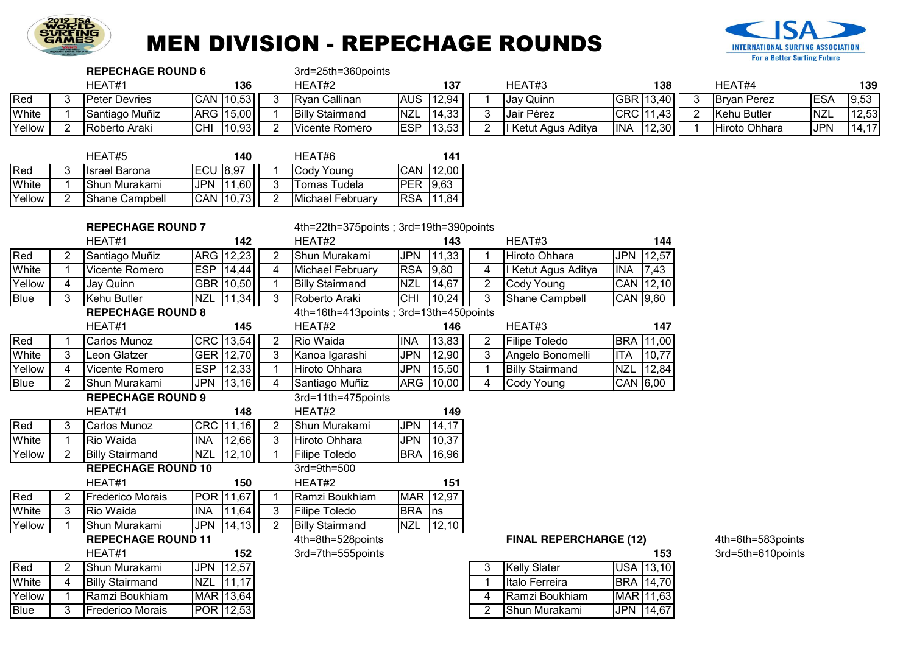# MEN DIVISION - REPECHAGE ROUNDS

## REPECHAGE ROUND 6

3rd=25th=360points

| HEAT#1 | | | | 136 | HEAT#2 | | | 137 | HEAT#3 | | | 138 | HEAT#4 | | | 139 |
|---|---|---|---|---|---|---|---|---|---|---|---|---|---|---|---|---|
| Red | 3 | Peter Devries | CAN | 10,53 | 3 | Ryan Callinan | AUS | 12,94 | 1 | Jay Quinn | GBR | 13,40 | 3 | Bryan Perez | ESA | 9,53 |
| White | 1 | Santiago Muñiz | ARG | 15,00 | 1 | Billy Stairmand | NZL | 14,33 | 3 | Jair Pérez | CRC | 11,43 | 2 | Kehu Butler | NZL | 12,53 |
| Yellow | 2 | Roberto Araki | CHI | 10,93 | 2 | Vicente Romero | ESP | 13,53 | 2 | I Ketut Agus Aditya | INA | 12,30 | 1 | Hiroto Ohhara | JPN | 14,17 |

| HEAT#5 | | | | 140 | HEAT#6 | | | 141 |
|---|---|---|---|---|---|---|---|---|
| Red | 3 | Israel Barona | ECU | 8,97 | 1 | Cody Young | CAN | 12,00 |
| White | 1 | Shun Murakami | JPN | 11,60 | 3 | Tomas Tudela | PER | 9,63 |
| Yellow | 2 | Shane Campbell | CAN | 10,73 | 2 | Michael February | RSA | 11,84 |

## REPECHAGE ROUND 7

4th=22th=375points ; 3rd=19th=390points

| HEAT#1 | | | | 142 | HEAT#2 | | | 143 | HEAT#3 | | | 144 |
|---|---|---|---|---|---|---|---|---|---|---|---|---|
| Red | 2 | Santiago Muñiz | ARG | 12,23 | 2 | Shun Murakami | JPN | 11,33 | 1 | Hiroto Ohhara | JPN | 12,57 |
| White | 1 | Vicente Romero | ESP | 14,44 | 4 | Michael February | RSA | 9,80 | 4 | I Ketut Agus Aditya | INA | 7,43 |
| Yellow | 4 | Jay Quinn | GBR | 10,50 | 1 | Billy Stairmand | NZL | 14,67 | 2 | Cody Young | CAN | 12,10 |
| Blue | 3 | Kehu Butler | NZL | 11,34 | 3 | Roberto Araki | CHI | 10,24 | 3 | Shane Campbell | CAN | 9,60 |

## REPECHAGE ROUND 8

4th=16th=413points ; 3rd=13th=450points

| HEAT#1 | | | | 145 | HEAT#2 | | | 146 | HEAT#3 | | | 147 |
|---|---|---|---|---|---|---|---|---|---|---|---|---|
| Red | 1 | Carlos Munoz | CRC | 13,54 | 2 | Rio Waida | INA | 13,83 | 2 | Filipe Toledo | BRA | 11,00 |
| White | 3 | Leon Glatzer | GER | 12,70 | 3 | Kanoa Igarashi | JPN | 12,90 | 3 | Angelo Bonomelli | ITA | 10,77 |
| Yellow | 4 | Vicente Romero | ESP | 12,33 | 1 | Hiroto Ohhara | JPN | 15,50 | 1 | Billy Stairmand | NZL | 12,84 |
| Blue | 2 | Shun Murakami | JPN | 13,16 | 4 | Santiago Muñiz | ARG | 10,00 | 4 | Cody Young | CAN | 6,00 |

## REPECHAGE ROUND 9

3rd=11th=475points

| HEAT#1 | | | | 148 | HEAT#2 | | | 149 |
|---|---|---|---|---|---|---|---|---|
| Red | 3 | Carlos Munoz | CRC | 11,16 | 2 | Shun Murakami | JPN | 14,17 |
| White | 1 | Rio Waida | INA | 12,66 | 3 | Hiroto Ohhara | JPN | 10,37 |
| Yellow | 2 | Billy Stairmand | NZL | 12,10 | 1 | Filipe Toledo | BRA | 16,96 |

## REPECHAGE ROUND 10

3rd=9th=500

| HEAT#1 | | | | 150 | HEAT#2 | | | 151 |
|---|---|---|---|---|---|---|---|---|
| Red | 2 | Frederico Morais | POR | 11,67 | 1 | Ramzi Boukhiam | MAR | 12,97 |
| White | 3 | Rio Waida | INA | 11,64 | 3 | Filipe Toledo | BRA | ns |
| Yellow | 1 | Shun Murakami | JPN | 14,13 | 2 | Billy Stairmand | NZL | 12,10 |

## REPECHAGE ROUND 11

4th=8th=528points
3rd=7th=555points

| HEAT#1 | | | | 152 |
|---|---|---|---|---|
| Red | 2 | Shun Murakami | JPN | 12,57 |
| White | 4 | Billy Stairmand | NZL | 11,17 |
| Yellow | 1 | Ramzi Boukhiam | MAR | 13,64 |
| Blue | 3 | Frederico Morais | POR | 12,53 |

## FINAL REPERCHARGE (12)

4th=6th=583points
3rd=5th=610points

| | | | 153 |
|---|---|---|---|
| 3 | Kelly Slater | USA | 13,10 |
| 1 | Italo Ferreira | BRA | 14,70 |
| 4 | Ramzi Boukhiam | MAR | 11,63 |
| 2 | Shun Murakami | JPN | 14,67 |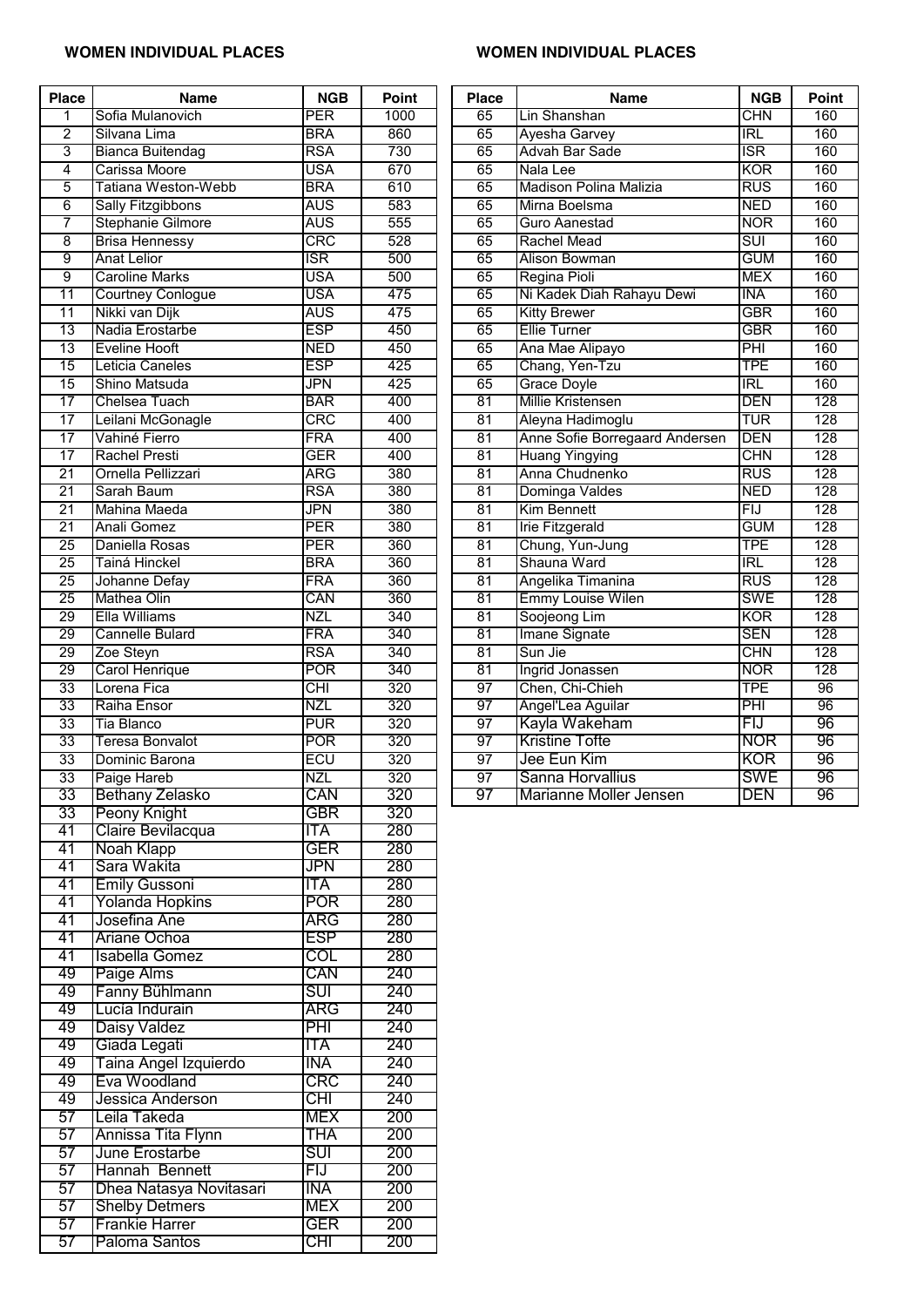**WOMEN INDIVIDUAL PLACES**

| Place | Name | NGB | Point |
| --- | --- | --- | --- |
| 1 | Sofia Mulanovich | PER | 1000 |
| 2 | Silvana Lima | BRA | 860 |
| 3 | Bianca Buitendag | RSA | 730 |
| 4 | Carissa Moore | USA | 670 |
| 5 | Tatiana Weston-Webb | BRA | 610 |
| 6 | Sally Fitzgibbons | AUS | 583 |
| 7 | Stephanie Gilmore | AUS | 555 |
| 8 | Brisa Hennessy | CRC | 528 |
| 9 | Anat Lelior | ISR | 500 |
| 9 | Caroline Marks | USA | 500 |
| 11 | Courtney Conlogue | USA | 475 |
| 11 | Nikki van Dijk | AUS | 475 |
| 13 | Nadia Erostarbe | ESP | 450 |
| 13 | Eveline Hooft | NED | 450 |
| 15 | Leticia Caneles | ESP | 425 |
| 15 | Shino Matsuda | JPN | 425 |
| 17 | Chelsea Tuach | BAR | 400 |
| 17 | Leilani McGonagle | CRC | 400 |
| 17 | Vahiné Fierro | FRA | 400 |
| 17 | Rachel Presti | GER | 400 |
| 21 | Ornella Pellizzari | ARG | 380 |
| 21 | Sarah Baum | RSA | 380 |
| 21 | Mahina Maeda | JPN | 380 |
| 21 | Anali Gomez | PER | 380 |
| 25 | Daniella Rosas | PER | 360 |
| 25 | Tainá Hinckel | BRA | 360 |
| 25 | Johanne Defay | FRA | 360 |
| 25 | Mathea Olin | CAN | 360 |
| 29 | Ella Williams | NZL | 340 |
| 29 | Cannelle Bulard | FRA | 340 |
| 29 | Zoe Steyn | RSA | 340 |
| 29 | Carol Henrique | POR | 340 |
| 33 | Lorena Fica | CHI | 320 |
| 33 | Raiha Ensor | NZL | 320 |
| 33 | Tia Blanco | PUR | 320 |
| 33 | Teresa Bonvalot | POR | 320 |
| 33 | Dominic Barona | ECU | 320 |
| 33 | Paige Hareb | NZL | 320 |
| 33 | Bethany Zelasko | CAN | 320 |
| 33 | Peony Knight | GBR | 320 |
| 41 | Claire Bevilacqua | ITA | 280 |
| 41 | Noah Klapp | GER | 280 |
| 41 | Sara Wakita | JPN | 280 |
| 41 | Emily Gussoni | ITA | 280 |
| 41 | Yolanda Hopkins | POR | 280 |
| 41 | Josefina Ane | ARG | 280 |
| 41 | Ariane Ochoa | ESP | 280 |
| 41 | Isabella Gomez | COL | 280 |
| 49 | Paige Alms | CAN | 240 |
| 49 | Fanny Bühlmann | SUI | 240 |
| 49 | Lucia Indurain | ARG | 240 |
| 49 | Daisy Valdez | PHI | 240 |
| 49 | Giada Legati | ITA | 240 |
| 49 | Taina Angel Izquierdo | INA | 240 |
| 49 | Eva Woodland | CRC | 240 |
| 49 | Jessica Anderson | CHI | 240 |
| 57 | Leila Takeda | MEX | 200 |
| 57 | Annissa Tita Flynn | THA | 200 |
| 57 | June Erostarbe | SUI | 200 |
| 57 | Hannah Bennett | FIJ | 200 |
| 57 | Dhea Natasya Novitasari | INA | 200 |
| 57 | Shelby Detmers | MEX | 200 |
| 57 | Frankie Harrer | GER | 200 |
| 57 | Paloma Santos | CHI | 200 |
| 65 | Lin Shanshan | CHN | 160 |
| 65 | Ayesha Garvey | IRL | 160 |
| 65 | Advah Bar Sade | ISR | 160 |
| 65 | Nala Lee | KOR | 160 |
| 65 | Madison Polina Malizia | RUS | 160 |
| 65 | Mirna Boelsma | NED | 160 |
| 65 | Guro Aanestad | NOR | 160 |
| 65 | Rachel Mead | SUI | 160 |
| 65 | Alison Bowman | GUM | 160 |
| 65 | Regina Pioli | MEX | 160 |
| 65 | Ni Kadek Diah Rahayu Dewi | INA | 160 |
| 65 | Kitty Brewer | GBR | 160 |
| 65 | Ellie Turner | GBR | 160 |
| 65 | Ana Mae Alipayo | PHI | 160 |
| 65 | Chang, Yen-Tzu | TPE | 160 |
| 65 | Grace Doyle | IRL | 160 |
| 81 | Millie Kristensen | DEN | 128 |
| 81 | Aleyna Hadimoglu | TUR | 128 |
| 81 | Anne Sofie Borregaard Andersen | DEN | 128 |
| 81 | Huang Yingying | CHN | 128 |
| 81 | Anna Chudnenko | RUS | 128 |
| 81 | Dominga Valdes | NED | 128 |
| 81 | Kim Bennett | FIJ | 128 |
| 81 | Irie Fitzgerald | GUM | 128 |
| 81 | Chung, Yun-Jung | TPE | 128 |
| 81 | Shauna Ward | IRL | 128 |
| 81 | Angelika Timanina | RUS | 128 |
| 81 | Emmy Louise Wilen | SWE | 128 |
| 81 | Soojeong Lim | KOR | 128 |
| 81 | Imane Signate | SEN | 128 |
| 81 | Sun Jie | CHN | 128 |
| 81 | Ingrid Jonassen | NOR | 128 |
| 97 | Chen, Chi-Chieh | TPE | 96 |
| 97 | Angel'Lea Aguilar | PHI | 96 |
| 97 | Kayla Wakeham | FIJ | 96 |
| 97 | Kristine Tofte | NOR | 96 |
| 97 | Jee Eun Kim | KOR | 96 |
| 97 | Sanna Horvallius | SWE | 96 |
| 97 | Marianne Moller Jensen | DEN | 96 |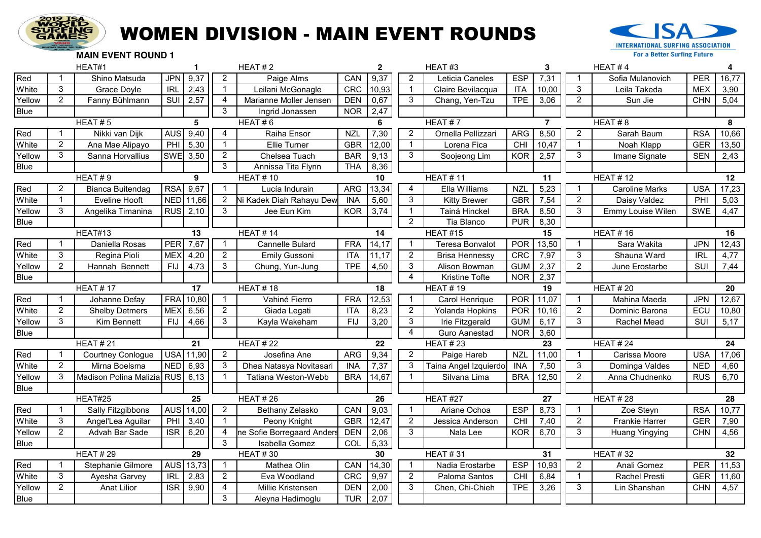# WOMEN DIVISION - MAIN EVENT ROUNDS

## MAIN EVENT ROUND 1

| | HEAT#1 | | 1 | | HEAT # 2 | | 2 | | HEAT #3 | | 3 | | HEAT # 4 | | 4 |
|---|---|---|---|---|---|---|---|---|---|---|---|---|---|---|---|
| Red | 1 | Shino Matsuda | JPN | 9,37 | 2 | Paige Alms | CAN | 9,37 | 2 | Leticia Caneles | ESP | 7,31 | 1 | Sofia Mulanovich | PER | 16,77 |
| White | 3 | Grace Doyle | IRL | 2,43 | 1 | Leilani McGonagle | CRC | 10,93 | 1 | Claire Bevilacqua | ITA | 10,00 | 3 | Leila Takeda | MEX | 3,90 |
| Yellow | 2 | Fanny Bühlmann | SUI | 2,57 | 4 | Marianne Moller Jensen | DEN | 0,67 | 3 | Chang, Yen-Tzu | TPE | 3,06 | 2 | Sun Jie | CHN | 5,04 |
| Blue | | | | | 3 | Ingrid Jonassen | NOR | 2,47 | | | | | | | | |
| | HEAT # 5 | | | 5 | HEAT # 6 | | | 6 | HEAT # 7 | | | 7 | HEAT # 8 | | 8 |
| Red | 1 | Nikki van Dijk | AUS | 9,40 | 4 | Raiha Ensor | NZL | 7,30 | 2 | Ornella Pellizzari | ARG | 8,50 | 2 | Sarah Baum | RSA | 10,66 |
| White | 2 | Ana Mae Alipayo | PHI | 5,30 | 1 | Ellie Turner | GBR | 12,00 | 1 | Lorena Fica | CHI | 10,47 | 1 | Noah Klapp | GER | 13,50 |
| Yellow | 3 | Sanna Horvallius | SWE | 3,50 | 2 | Chelsea Tuach | BAR | 9,13 | 3 | Soojeong Lim | KOR | 2,57 | 3 | Imane Signate | SEN | 2,43 |
| Blue | | | | | 3 | Annissa Tita Flynn | THA | 8,36 | | | | | | | | |
| | HEAT # 9 | | | 9 | HEAT # 10 | | | 10 | HEAT # 11 | | | 11 | HEAT # 12 | | 12 |
| Red | 2 | Bianca Buitendag | RSA | 9,67 | 1 | Lucía Indurain | ARG | 13,34 | 4 | Ella Williams | NZL | 5,23 | 1 | Caroline Marks | USA | 17,23 |
| White | 1 | Eveline Hooft | NED | 11,66 | 2 | Ni Kadek Diah Rahayu Dew | INA | 5,60 | 3 | Kitty Brewer | GBR | 7,54 | 2 | Daisy Valdez | PHI | 5,03 |
| Yellow | 3 | Angelika Timanina | RUS | 2,10 | 3 | Jee Eun Kim | KOR | 3,74 | 1 | Tainá Hinckel | BRA | 8,50 | 3 | Emmy Louise Wilen | SWE | 4,47 |
| Blue | | | | | | | | | 2 | Tia Blanco | PUR | 8,30 | | | | |
| | HEAT#13 | | | 13 | HEAT # 14 | | | 14 | HEAT #15 | | | 15 | HEAT # 16 | | 16 |
| Red | 1 | Daniella Rosas | PER | 7,67 | 1 | Cannelle Bulard | FRA | 14,17 | 1 | Teresa Bonvalot | POR | 13,50 | 1 | Sara Wakita | JPN | 12,43 |
| White | 3 | Regina Pioli | MEX | 4,20 | 2 | Emily Gussoni | ITA | 11,17 | 2 | Brisa Hennessy | CRC | 7,97 | 3 | Shauna Ward | IRL | 4,77 |
| Yellow | 2 | Hannah Bennett | FIJ | 4,73 | 3 | Chung, Yun-Jung | TPE | 4,50 | 3 | Alison Bowman | GUM | 2,37 | 2 | June Erostarbe | SUI | 7,44 |
| Blue | | | | | | | | | 4 | Kristine Tofte | NOR | 2,37 | | | | |
| | HEAT # 17 | | | 17 | HEAT # 18 | | | 18 | HEAT # 19 | | | 19 | HEAT # 20 | | 20 |
| Red | 1 | Johanne Defay | FRA | 10,80 | 1 | Vahiné Fierro | FRA | 12,53 | 1 | Carol Henrique | POR | 11,07 | 1 | Mahina Maeda | JPN | 12,67 |
| White | 2 | Shelby Detmers | MEX | 6,56 | 2 | Giada Legati | ITA | 8,23 | 2 | Yolanda Hopkins | POR | 10,16 | 2 | Dominic Barona | ECU | 10,80 |
| Yellow | 3 | Kim Bennett | FIJ | 4,66 | 3 | Kayla Wakeham | FIJ | 3,20 | 3 | Irie Fitzgerald | GUM | 6,17 | 3 | Rachel Mead | SUI | 5,17 |
| Blue | | | | | | | | | 4 | Guro Aanestad | NOR | 3,60 | | | | |
| | HEAT # 21 | | | 21 | HEAT # 22 | | | 22 | HEAT # 23 | | | 23 | HEAT # 24 | | 24 |
| Red | 1 | Courtney Conlogue | USA | 11,90 | 2 | Josefina Ane | ARG | 9,34 | 2 | Paige Hareb | NZL | 11,00 | 1 | Carissa Moore | USA | 17,06 |
| White | 2 | Mirna Boelsma | NED | 6,93 | 3 | Dhea Natasya Novitasari | INA | 7,37 | 3 | Taina Angel Izquierdo | INA | 7,50 | 3 | Dominga Valdes | NED | 4,60 |
| Yellow | 3 | Madison Polina Malizia | RUS | 6,13 | 1 | Tatiana Weston-Webb | BRA | 14,67 | 1 | Silvana Lima | BRA | 12,50 | 2 | Anna Chudnenko | RUS | 6,70 |
| Blue | | | | | | | | | | | | | | | | |
| | HEAT#25 | | | 25 | HEAT # 26 | | | 26 | HEAT #27 | | | 27 | HEAT # 28 | | 28 |
| Red | 1 | Sally Fitzgibbons | AUS | 14,00 | 2 | Bethany Zelasko | CAN | 9,03 | 1 | Ariane Ochoa | ESP | 8,73 | 1 | Zoe Steyn | RSA | 10,77 |
| White | 3 | Angel'Lea Aguilar | PHI | 3,40 | 1 | Peony Knight | GBR | 12,47 | 2 | Jessica Anderson | CHI | 7,40 | 2 | Frankie Harrer | GER | 7,90 |
| Yellow | 2 | Advah Bar Sade | ISR | 6,20 | 4 | ne Sofie Borregaard Anders | DEN | 2,06 | 3 | Nala Lee | KOR | 6,70 | 3 | Huang Yingying | CHN | 4,56 |
| Blue | | | | | 3 | Isabella Gomez | COL | 5,33 | | | | | | | | |
| | HEAT # 29 | | | 29 | HEAT # 30 | | | 30 | HEAT # 31 | | | 31 | HEAT # 32 | | 32 |
| Red | 1 | Stephanie Gilmore | AUS | 13,73 | 1 | Mathea Olin | CAN | 14,30 | 1 | Nadia Erostarbe | ESP | 10,93 | 2 | Anali Gomez | PER | 11,53 |
| White | 3 | Ayesha Garvey | IRL | 2,83 | 2 | Eva Woodland | CRC | 9,97 | 2 | Paloma Santos | CHI | 6,84 | 1 | Rachel Presti | GER | 11,60 |
| Yellow | 2 | Anat Lilior | ISR | 9,90 | 4 | Millie Kristensen | DEN | 2,00 | 3 | Chen, Chi-Chieh | TPE | 3,26 | 3 | Lin Shanshan | CHN | 4,57 |
| Blue | | | | | 3 | Aleyna Hadimoglu | TUR | 2,07 | | | | | | | | |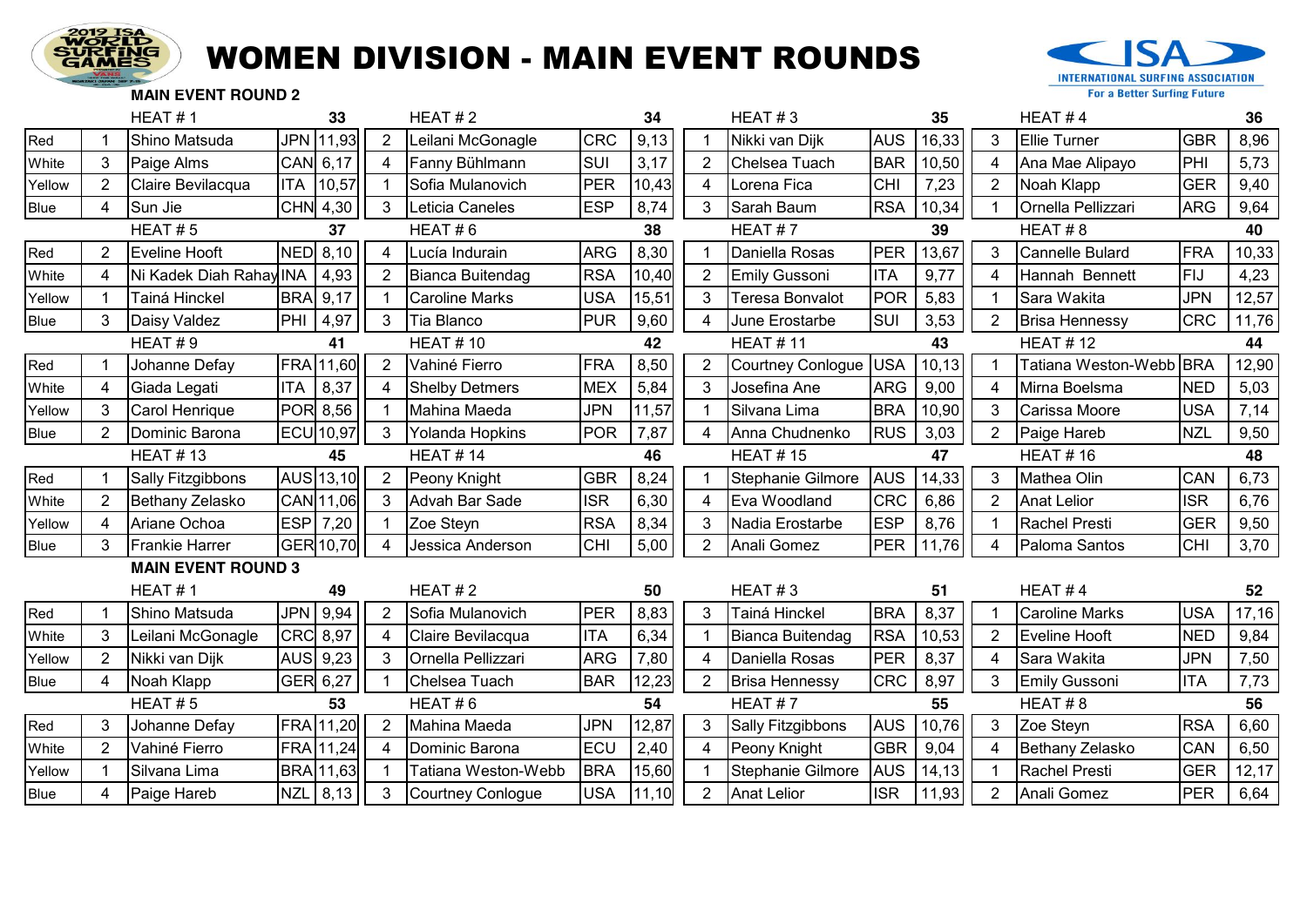# WOMEN DIVISION - MAIN EVENT ROUNDS

## MAIN EVENT ROUND 2

| | | HEAT # 1 | | 33 | | HEAT # 2 | | 34 | | HEAT # 3 | | 35 | | HEAT # 4 | | 36 |
|---|---|---|---|---|---|---|---|---|---|---|---|---|---|---|---|---|
| Red | 1 | Shino Matsuda | JPN | 11,93 | 2 | Leilani McGonagle | CRC | 9,13 | 1 | Nikki van Dijk | AUS | 16,33 | 3 | Ellie Turner | GBR | 8,96 |
| White | 3 | Paige Alms | CAN | 6,17 | 4 | Fanny Bühlmann | SUI | 3,17 | 2 | Chelsea Tuach | BAR | 10,50 | 4 | Ana Mae Alipayo | PHI | 5,73 |
| Yellow | 2 | Claire Bevilacqua | ITA | 10,57 | 1 | Sofia Mulanovich | PER | 10,43 | 4 | Lorena Fica | CHI | 7,23 | 2 | Noah Klapp | GER | 9,40 |
| Blue | 4 | Sun Jie | CHN | 4,30 | 3 | Leticia Caneles | ESP | 8,74 | 3 | Sarah Baum | RSA | 10,34 | 1 | Ornella Pellizzari | ARG | 9,64 |
| | | HEAT # 5 | | 37 | | HEAT # 6 | | 38 | | HEAT # 7 | | 39 | | HEAT # 8 | | 40 |
| Red | 2 | Eveline Hooft | NED | 8,10 | 4 | Lucía Indurain | ARG | 8,30 | 1 | Daniella Rosas | PER | 13,67 | 3 | Cannelle Bulard | FRA | 10,33 |
| White | 4 | Ni Kadek Diah Rahay | INA | 4,93 | 2 | Bianca Buitendag | RSA | 10,40 | 2 | Emily Gussoni | ITA | 9,77 | 4 | Hannah Bennett | FIJ | 4,23 |
| Yellow | 1 | Tainá Hinckel | BRA | 9,17 | 1 | Caroline Marks | USA | 15,51 | 3 | Teresa Bonvalot | POR | 5,83 | 1 | Sara Wakita | JPN | 12,57 |
| Blue | 3 | Daisy Valdez | PHI | 4,97 | 3 | Tia Blanco | PUR | 9,60 | 4 | June Erostarbe | SUI | 3,53 | 2 | Brisa Hennessy | CRC | 11,76 |
| | | HEAT # 9 | | 41 | | HEAT # 10 | | 42 | | HEAT # 11 | | 43 | | HEAT # 12 | | 44 |
| Red | 1 | Johanne Defay | FRA | 11,60 | 2 | Vahiné Fierro | FRA | 8,50 | 2 | Courtney Conlogue | USA | 10,13 | 1 | Tatiana Weston-Webb | BRA | 12,90 |
| White | 4 | Giada Legati | ITA | 8,37 | 4 | Shelby Detmers | MEX | 5,84 | 3 | Josefina Ane | ARG | 9,00 | 4 | Mirna Boelsma | NED | 5,03 |
| Yellow | 3 | Carol Henrique | POR | 8,56 | 1 | Mahina Maeda | JPN | 11,57 | 1 | Silvana Lima | BRA | 10,90 | 3 | Carissa Moore | USA | 7,14 |
| Blue | 2 | Dominic Barona | ECU | 10,97 | 3 | Yolanda Hopkins | POR | 7,87 | 4 | Anna Chudnenko | RUS | 3,03 | 2 | Paige Hareb | NZL | 9,50 |
| | | HEAT # 13 | | 45 | | HEAT # 14 | | 46 | | HEAT # 15 | | 47 | | HEAT # 16 | | 48 |
| Red | 1 | Sally Fitzgibbons | AUS | 13,10 | 2 | Peony Knight | GBR | 8,24 | 1 | Stephanie Gilmore | AUS | 14,33 | 3 | Mathea Olin | CAN | 6,73 |
| White | 2 | Bethany Zelasko | CAN | 11,06 | 3 | Advah Bar Sade | ISR | 6,30 | 4 | Eva Woodland | CRC | 6,86 | 2 | Anat Lelior | ISR | 6,76 |
| Yellow | 4 | Ariane Ochoa | ESP | 7,20 | 1 | Zoe Steyn | RSA | 8,34 | 3 | Nadia Erostarbe | ESP | 8,76 | 1 | Rachel Presti | GER | 9,50 |
| Blue | 3 | Frankie Harrer | GER | 10,70 | 4 | Jessica Anderson | CHI | 5,00 | 2 | Anali Gomez | PER | 11,76 | 4 | Paloma Santos | CHI | 3,70 |

## MAIN EVENT ROUND 3

| | | HEAT # 1 | | 49 | | HEAT # 2 | | 50 | | HEAT # 3 | | 51 | | HEAT # 4 | | 52 |
|---|---|---|---|---|---|---|---|---|---|---|---|---|---|---|---|---|
| Red | 1 | Shino Matsuda | JPN | 9,94 | 2 | Sofia Mulanovich | PER | 8,83 | 3 | Tainá Hinckel | BRA | 8,37 | 1 | Caroline Marks | USA | 17,16 |
| White | 3 | Leilani McGonagle | CRC | 8,97 | 4 | Claire Bevilacqua | ITA | 6,34 | 1 | Bianca Buitendag | RSA | 10,53 | 2 | Eveline Hooft | NED | 9,84 |
| Yellow | 2 | Nikki van Dijk | AUS | 9,23 | 3 | Ornella Pellizzari | ARG | 7,80 | 4 | Daniella Rosas | PER | 8,37 | 4 | Sara Wakita | JPN | 7,50 |
| Blue | 4 | Noah Klapp | GER | 6,27 | 1 | Chelsea Tuach | BAR | 12,23 | 2 | Brisa Hennessy | CRC | 8,97 | 3 | Emily Gussoni | ITA | 7,73 |
| | | HEAT # 5 | | 53 | | HEAT # 6 | | 54 | | HEAT # 7 | | 55 | | HEAT # 8 | | 56 |
| Red | 3 | Johanne Defay | FRA | 11,20 | 2 | Mahina Maeda | JPN | 12,87 | 3 | Sally Fitzgibbons | AUS | 10,76 | 3 | Zoe Steyn | RSA | 6,60 |
| White | 2 | Vahiné Fierro | FRA | 11,24 | 4 | Dominic Barona | ECU | 2,40 | 4 | Peony Knight | GBR | 9,04 | 4 | Bethany Zelasko | CAN | 6,50 |
| Yellow | 1 | Silvana Lima | BRA | 11,63 | 1 | Tatiana Weston-Webb | BRA | 15,60 | 1 | Stephanie Gilmore | AUS | 14,13 | 1 | Rachel Presti | GER | 12,17 |
| Blue | 4 | Paige Hareb | NZL | 8,13 | 3 | Courtney Conlogue | USA | 11,10 | 2 | Anat Lelior | ISR | 11,93 | 2 | Anali Gomez | PER | 6,64 |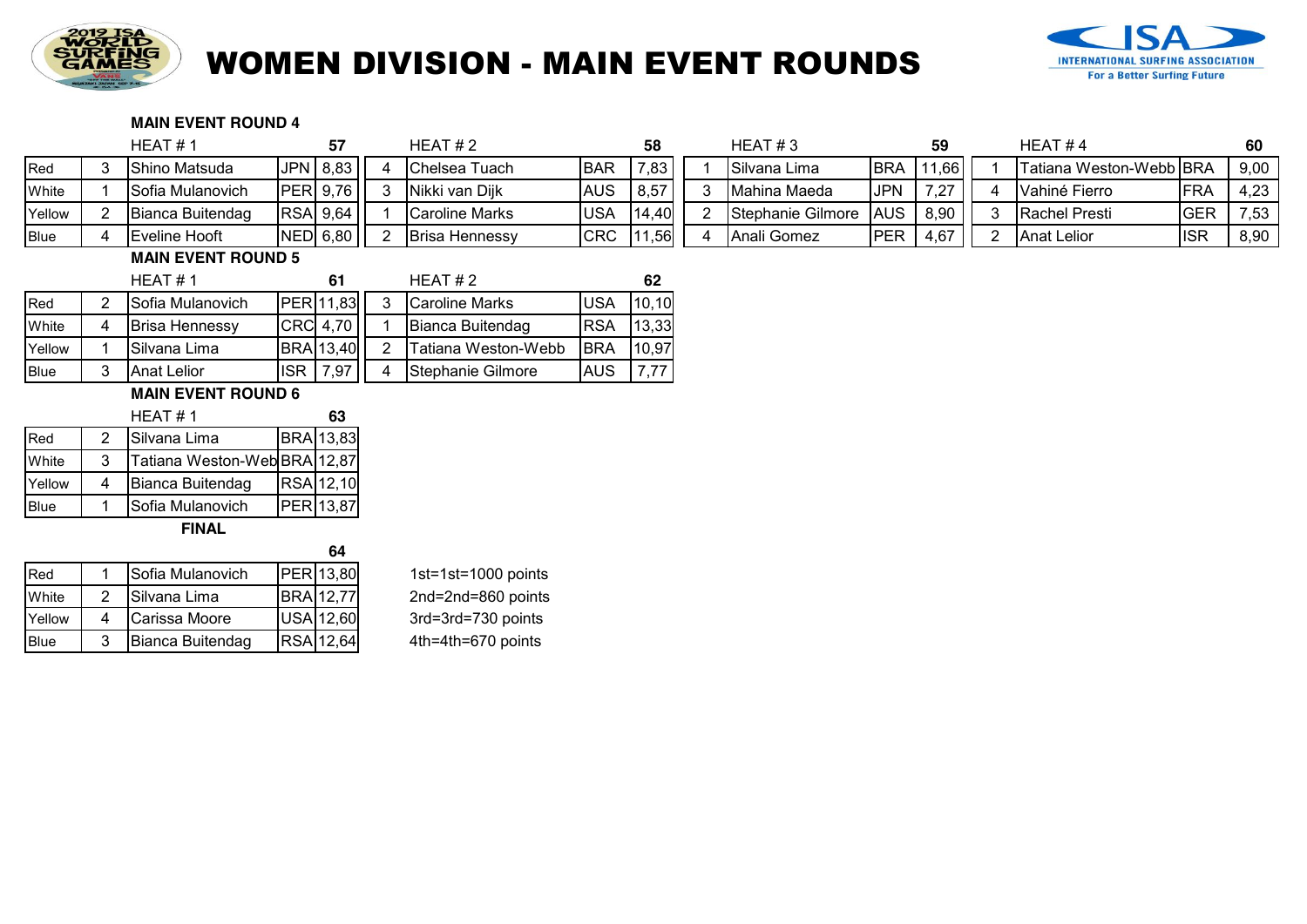# WOMEN DIVISION - MAIN EVENT ROUNDS

### MAIN EVENT ROUND 4

| | | HEAT # 1 | | 57 | | HEAT # 2 | | 58 | | HEAT # 3 | | 59 | | HEAT # 4 | | 60 |
|---|---|---|---|---|---|---|---|---|---|---|---|---|---|---|---|---|
| Red | 3 | Shino Matsuda | JPN | 8,83 | 4 | Chelsea Tuach | BAR | 7,83 | 1 | Silvana Lima | BRA | 11,66 | 1 | Tatiana Weston-Webb | BRA | 9,00 |
| White | 1 | Sofia Mulanovich | PER | 9,76 | 3 | Nikki van Dijk | AUS | 8,57 | 3 | Mahina Maeda | JPN | 7,27 | 4 | Vahiné Fierro | FRA | 4,23 |
| Yellow | 2 | Bianca Buitendag | RSA | 9,64 | 1 | Caroline Marks | USA | 14,40 | 2 | Stephanie Gilmore | AUS | 8,90 | 3 | Rachel Presti | GER | 7,53 |
| Blue | 4 | Eveline Hooft | NED | 6,80 | 2 | Brisa Hennessy | CRC | 11,56 | 4 | Anali Gomez | PER | 4,67 | 2 | Anat Lelior | ISR | 8,90 |

### MAIN EVENT ROUND 5

| | | HEAT # 1 | | 61 | | HEAT # 2 | | 62 |
|---|---|---|---|---|---|---|---|---|
| Red | 2 | Sofia Mulanovich | PER | 11,83 | 3 | Caroline Marks | USA | 10,10 |
| White | 4 | Brisa Hennessy | CRC | 4,70 | 1 | Bianca Buitendag | RSA | 13,33 |
| Yellow | 1 | Silvana Lima | BRA | 13,40 | 2 | Tatiana Weston-Webb | BRA | 10,97 |
| Blue | 3 | Anat Lelior | ISR | 7,97 | 4 | Stephanie Gilmore | AUS | 7,77 |

### MAIN EVENT ROUND 6

| | | HEAT # 1 | | 63 |
|---|---|---|---|---|
| Red | 2 | Silvana Lima | BRA | 13,83 |
| White | 3 | Tatiana Weston-Web | BRA | 12,87 |
| Yellow | 4 | Bianca Buitendag | RSA | 12,10 |
| Blue | 1 | Sofia Mulanovich | PER | 13,87 |

### FINAL

| | | | | 64 |
|---|---|---|---|---|
| Red | 1 | Sofia Mulanovich | PER | 13,80 |
| White | 2 | Silvana Lima | BRA | 12,77 |
| Yellow | 4 | Carissa Moore | USA | 12,60 |
| Blue | 3 | Bianca Buitendag | RSA | 12,64 |

1st=1st=1000 points
2nd=2nd=860 points
3rd=3rd=730 points
4th=4th=670 points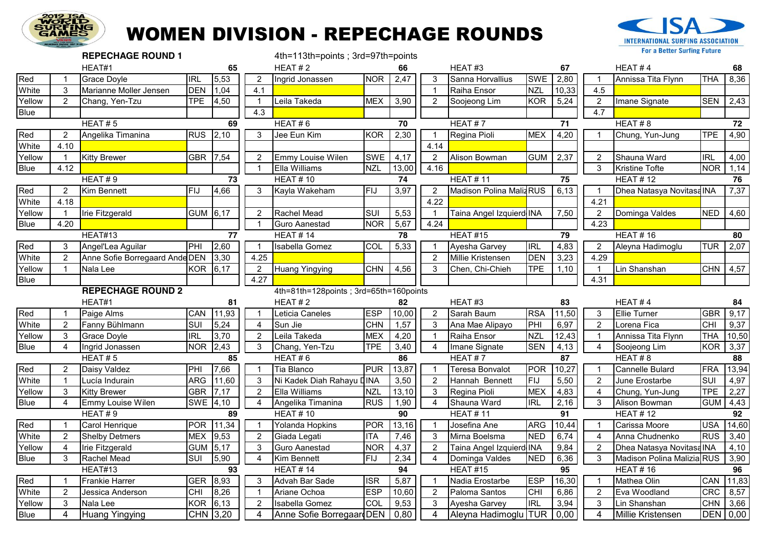# WOMEN DIVISION - REPECHAGE ROUNDS

## REPECHAGE ROUND 1

4th=113th=points ; 3rd=97th=points

| | | HEAT#1 | | 65 | | HEAT # 2 | | 66 | | HEAT #3 | | 67 | | HEAT # 4 | | 68 |
|---|---|---|---|---|---|---|---|---|---|---|---|---|---|---|---|---|
| Red | 1 | Grace Doyle | IRL | 5,53 | 2 | Ingrid Jonassen | NOR | 2,47 | 3 | Sanna Horvallius | SWE | 2,80 | 1 | Annissa Tita Flynn | THA | 8,36 |
| White | 3 | Marianne Moller Jensen | DEN | 1,04 | 4.1 | | | | 1 | Raiha Ensor | NZL | 10,33 | 4.5 | | | |
| Yellow | 2 | Chang, Yen-Tzu | TPE | 4,50 | 1 | Leila Takeda | MEX | 3,90 | 2 | Soojeong Lim | KOR | 5,24 | 2 | Imane Signate | SEN | 2,43 |
| Blue | | | | | 4.3 | | | | | | | | 4.7 | | | |
| | | HEAT # 5 | | 69 | | HEAT # 6 | | 70 | | HEAT # 7 | | 71 | | HEAT # 8 | | 72 |
| Red | 2 | Angelika Timanina | RUS | 2,10 | 3 | Jee Eun Kim | KOR | 2,30 | 1 | Regina Pioli | MEX | 4,20 | 1 | Chung, Yun-Jung | TPE | 4,90 |
| White | 4.10 | | | | | | | | 4.14 | | | | | | | |
| Yellow | 1 | Kitty Brewer | GBR | 7,54 | 2 | Emmy Louise Wilen | SWE | 4,17 | 2 | Alison Bowman | GUM | 2,37 | 2 | Shauna Ward | IRL | 4,00 |
| Blue | 4.12 | | | | 1 | Ella Williams | NZL | 13,00 | 4.16 | | | | 3 | Kristine Tofte | NOR | 1,14 |
| | | HEAT # 9 | | 73 | | HEAT # 10 | | 74 | | HEAT # 11 | | 75 | | HEAT # 12 | | 76 |
| Red | 2 | Kim Bennett | FIJ | 4,66 | 3 | Kayla Wakeham | FIJ | 3,97 | 2 | Madison Polina Maliz | RUS | 6,13 | 1 | Dhea Natasya Novitasa | INA | 7,37 |
| White | 4.18 | | | | | | | | 4.22 | | | | 4.21 | | | |
| Yellow | 1 | Irie Fitzgerald | GUM | 6,17 | 2 | Rachel Mead | SUI | 5,53 | 1 | Taina Angel Izquierd | INA | 7,50 | 2 | Dominga Valdes | NED | 4,60 |
| Blue | 4.20 | | | | 1 | Guro Aanestad | NOR | 5,67 | 4.24 | | | | 4.23 | | | |
| | | HEAT#13 | | 77 | | HEAT # 14 | | 78 | | HEAT #15 | | 79 | | HEAT # 16 | | 80 |
| Red | 3 | Angel'Lea Aguilar | PHI | 2,60 | 1 | Isabella Gomez | COL | 5,33 | 1 | Ayesha Garvey | IRL | 4,83 | 2 | Aleyna Hadimoglu | TUR | 2,07 |
| White | 2 | Anne Sofie Borregaard Ande | DEN | 3,30 | 4.25 | | | | 2 | Millie Kristensen | DEN | 3,23 | 4.29 | | | |
| Yellow | 1 | Nala Lee | KOR | 6,17 | 2 | Huang Yingying | CHN | 4,56 | 3 | Chen, Chi-Chieh | TPE | 1,10 | 1 | Lin Shanshan | CHN | 4,57 |
| Blue | | | | | 4.27 | | | | | | | | 4.31 | | | |

## REPECHAGE ROUND 2

4th=81th=128points ; 3rd=65th=160points

| | | HEAT#1 | | 81 | | HEAT # 2 | | 82 | | HEAT #3 | | 83 | | HEAT # 4 | | 84 |
|---|---|---|---|---|---|---|---|---|---|---|---|---|---|---|---|---|
| Red | 1 | Paige Alms | CAN | 11,93 | 1 | Leticia Caneles | ESP | 10,00 | 2 | Sarah Baum | RSA | 11,50 | 3 | Ellie Turner | GBR | 9,17 |
| White | 2 | Fanny Bühlmann | SUI | 5,24 | 4 | Sun Jie | CHN | 1,57 | 3 | Ana Mae Alipayo | PHI | 6,97 | 2 | Lorena Fica | CHI | 9,37 |
| Yellow | 3 | Grace Doyle | IRL | 3,70 | 2 | Leila Takeda | MEX | 4,20 | 1 | Raiha Ensor | NZL | 12,43 | 1 | Annissa Tita Flynn | THA | 10,50 |
| Blue | 4 | Ingrid Jonassen | NOR | 2,43 | 3 | Chang, Yen-Tzu | TPE | 3,40 | 4 | Imane Signate | SEN | 4,13 | 4 | Soojeong Lim | KOR | 3,37 |
| | | HEAT # 5 | | 85 | | HEAT # 6 | | 86 | | HEAT # 7 | | 87 | | HEAT # 8 | | 88 |
| Red | 2 | Daisy Valdez | PHI | 7,66 | 1 | Tia Blanco | PUR | 13,87 | 1 | Teresa Bonvalot | POR | 10,27 | 1 | Cannelle Bulard | FRA | 13,94 |
| White | 1 | Lucía Indurain | ARG | 11,60 | 3 | Ni Kadek Diah Rahayu D | INA | 3,50 | 2 | Hannah Bennett | FIJ | 5,50 | 2 | June Erostarbe | SUI | 4,97 |
| Yellow | 3 | Kitty Brewer | GBR | 7,17 | 2 | Ella Williams | NZL | 13,10 | 3 | Regina Pioli | MEX | 4,83 | 4 | Chung, Yun-Jung | TPE | 2,27 |
| Blue | 4 | Emmy Louise Wilen | SWE | 4,10 | 4 | Angelika Timanina | RUS | 1,90 | 4 | Shauna Ward | IRL | 2,16 | 3 | Alison Bowman | GUM | 4,43 |
| | | HEAT # 9 | | 89 | | HEAT # 10 | | 90 | | HEAT # 11 | | 91 | | HEAT # 12 | | 92 |
| Red | 1 | Carol Henrique | POR | 11,34 | 1 | Yolanda Hopkins | POR | 13,16 | 1 | Josefina Ane | ARG | 10,44 | 1 | Carissa Moore | USA | 14,60 |
| White | 2 | Shelby Detmers | MEX | 9,53 | 2 | Giada Legati | ITA | 7,46 | 3 | Mirna Boelsma | NED | 6,74 | 4 | Anna Chudnenko | RUS | 3,40 |
| Yellow | 4 | Irie Fitzgerald | GUM | 5,17 | 3 | Guro Aanestad | NOR | 4,37 | 2 | Taina Angel Izquierd | INA | 9,84 | 2 | Dhea Natasya Novitasa | INA | 4,10 |
| Blue | 3 | Rachel Mead | SUI | 5,90 | 4 | Kim Bennett | FIJ | 2,34 | 4 | Dominga Valdes | NED | 6,36 | 3 | Madison Polina Malizia | RUS | 3,90 |
| | | HEAT#13 | | 93 | | HEAT # 14 | | 94 | | HEAT #15 | | 95 | | HEAT # 16 | | 96 |
| Red | 1 | Frankie Harrer | GER | 8,93 | 3 | Advah Bar Sade | ISR | 5,87 | 1 | Nadia Erostarbe | ESP | 16,30 | 1 | Mathea Olin | CAN | 11,83 |
| White | 2 | Jessica Anderson | CHI | 8,26 | 1 | Ariane Ochoa | ESP | 10,60 | 2 | Paloma Santos | CHI | 6,86 | 2 | Eva Woodland | CRC | 8,57 |
| Yellow | 3 | Nala Lee | KOR | 6,13 | 2 | Isabella Gomez | COL | 9,53 | 3 | Ayesha Garvey | IRL | 3,94 | 3 | Lin Shanshan | CHN | 3,66 |
| Blue | 4 | Huang Yingying | CHN | 3,20 | 4 | Anne Sofie Borregaard | DEN | 0,80 | 4 | Aleyna Hadimoglu | TUR | 0,00 | 4 | Millie Kristensen | DEN | 0,00 |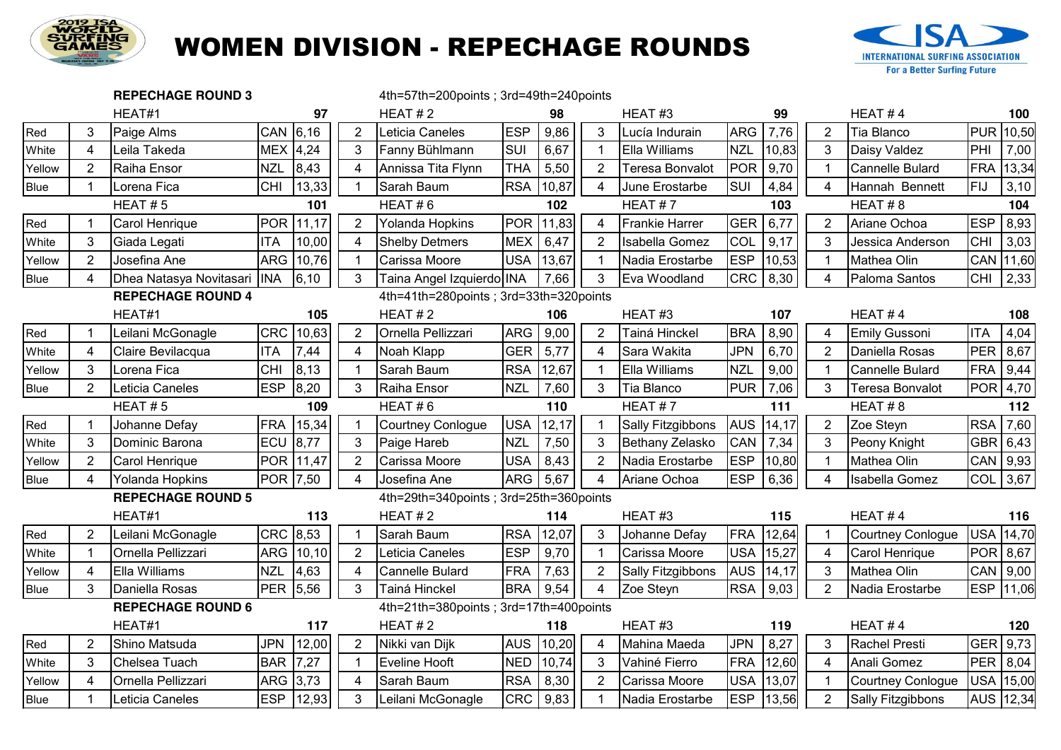# WOMEN DIVISION - REPECHAGE ROUNDS

## REPECHAGE ROUND 3

4th=57th=200points ; 3rd=49th=240points

| | | HEAT#1 | | 97 | | HEAT # 2 | | 98 | | HEAT #3 | | 99 | | HEAT # 4 | | 100 |
|---|---|---|---|---|---|---|---|---|---|---|---|---|---|---|---|---|
| Red | 3 | Paige Alms | CAN | 6,16 | 2 | Leticia Caneles | ESP | 9,86 | 3 | Lucía Indurain | ARG | 7,76 | 2 | Tia Blanco | PUR | 10,50 |
| White | 4 | Leila Takeda | MEX | 4,24 | 3 | Fanny Bühlmann | SUI | 6,67 | 1 | Ella Williams | NZL | 10,83 | 3 | Daisy Valdez | PHI | 7,00 |
| Yellow | 2 | Raiha Ensor | NZL | 8,43 | 4 | Annissa Tita Flynn | THA | 5,50 | 2 | Teresa Bonvalot | POR | 9,70 | 1 | Cannelle Bulard | FRA | 13,34 |
| Blue | 1 | Lorena Fica | CHI | 13,33 | 1 | Sarah Baum | RSA | 10,87 | 4 | June Erostarbe | SUI | 4,84 | 4 | Hannah Bennett | FIJ | 3,10 |
| | | HEAT # 5 | | 101 | | HEAT # 6 | | 102 | | HEAT # 7 | | 103 | | HEAT # 8 | | 104 |
| Red | 1 | Carol Henrique | POR | 11,17 | 2 | Yolanda Hopkins | POR | 11,83 | 4 | Frankie Harrer | GER | 6,77 | 2 | Ariane Ochoa | ESP | 8,93 |
| White | 3 | Giada Legati | ITA | 10,00 | 4 | Shelby Detmers | MEX | 6,47 | 2 | Isabella Gomez | COL | 9,17 | 3 | Jessica Anderson | CHI | 3,03 |
| Yellow | 2 | Josefina Ane | ARG | 10,76 | 1 | Carissa Moore | USA | 13,67 | 1 | Nadia Erostarbe | ESP | 10,53 | 1 | Mathea Olin | CAN | 11,60 |
| Blue | 4 | Dhea Natasya Novitasari | INA | 6,10 | 3 | Taina Angel Izquierdo | INA | 7,66 | 3 | Eva Woodland | CRC | 8,30 | 4 | Paloma Santos | CHI | 2,33 |

## REPECHAGE ROUND 4

4th=41th=280points ; 3rd=33th=320points

| | | HEAT#1 | | 105 | | HEAT # 2 | | 106 | | HEAT #3 | | 107 | | HEAT # 4 | | 108 |
|---|---|---|---|---|---|---|---|---|---|---|---|---|---|---|---|---|
| Red | 1 | Leilani McGonagle | CRC | 10,63 | 2 | Ornella Pellizzari | ARG | 9,00 | 2 | Tainá Hinckel | BRA | 8,90 | 4 | Emily Gussoni | ITA | 4,04 |
| White | 4 | Claire Bevilacqua | ITA | 7,44 | 4 | Noah Klapp | GER | 5,77 | 4 | Sara Wakita | JPN | 6,70 | 2 | Daniella Rosas | PER | 8,67 |
| Yellow | 3 | Lorena Fica | CHI | 8,13 | 1 | Sarah Baum | RSA | 12,67 | 1 | Ella Williams | NZL | 9,00 | 1 | Cannelle Bulard | FRA | 9,44 |
| Blue | 2 | Leticia Caneles | ESP | 8,20 | 3 | Raiha Ensor | NZL | 7,60 | 3 | Tia Blanco | PUR | 7,06 | 3 | Teresa Bonvalot | POR | 4,70 |
| | | HEAT # 5 | | 109 | | HEAT # 6 | | 110 | | HEAT # 7 | | 111 | | HEAT # 8 | | 112 |
| Red | 1 | Johanne Defay | FRA | 15,34 | 1 | Courtney Conlogue | USA | 12,17 | 1 | Sally Fitzgibbons | AUS | 14,17 | 2 | Zoe Steyn | RSA | 7,60 |
| White | 3 | Dominic Barona | ECU | 8,77 | 3 | Paige Hareb | NZL | 7,50 | 3 | Bethany Zelasko | CAN | 7,34 | 3 | Peony Knight | GBR | 6,43 |
| Yellow | 2 | Carol Henrique | POR | 11,47 | 2 | Carissa Moore | USA | 8,43 | 2 | Nadia Erostarbe | ESP | 10,80 | 1 | Mathea Olin | CAN | 9,93 |
| Blue | 4 | Yolanda Hopkins | POR | 7,50 | 4 | Josefina Ane | ARG | 5,67 | 4 | Ariane Ochoa | ESP | 6,36 | 4 | Isabella Gomez | COL | 3,67 |

## REPECHAGE ROUND 5

4th=29th=340points ; 3rd=25th=360points

| | | HEAT#1 | | 113 | | HEAT # 2 | | 114 | | HEAT #3 | | 115 | | HEAT # 4 | | 116 |
|---|---|---|---|---|---|---|---|---|---|---|---|---|---|---|---|---|
| Red | 2 | Leilani McGonagle | CRC | 8,53 | 1 | Sarah Baum | RSA | 12,07 | 3 | Johanne Defay | FRA | 12,64 | 1 | Courtney Conlogue | USA | 14,70 |
| White | 1 | Ornella Pellizzari | ARG | 10,10 | 2 | Leticia Caneles | ESP | 9,70 | 1 | Carissa Moore | USA | 15,27 | 4 | Carol Henrique | POR | 8,67 |
| Yellow | 4 | Ella Williams | NZL | 4,63 | 4 | Cannelle Bulard | FRA | 7,63 | 2 | Sally Fitzgibbons | AUS | 14,17 | 3 | Mathea Olin | CAN | 9,00 |
| Blue | 3 | Daniella Rosas | PER | 5,56 | 3 | Tainá Hinckel | BRA | 9,54 | 4 | Zoe Steyn | RSA | 9,03 | 2 | Nadia Erostarbe | ESP | 11,06 |

## REPECHAGE ROUND 6

4th=21th=380points ; 3rd=17th=400points

| | | HEAT#1 | | 117 | | HEAT # 2 | | 118 | | HEAT #3 | | 119 | | HEAT # 4 | | 120 |
|---|---|---|---|---|---|---|---|---|---|---|---|---|---|---|---|---|
| Red | 2 | Shino Matsuda | JPN | 12,00 | 2 | Nikki van Dijk | AUS | 10,20 | 4 | Mahina Maeda | JPN | 8,27 | 3 | Rachel Presti | GER | 9,73 |
| White | 3 | Chelsea Tuach | BAR | 7,27 | 1 | Eveline Hooft | NED | 10,74 | 3 | Vahiné Fierro | FRA | 12,60 | 4 | Anali Gomez | PER | 8,04 |
| Yellow | 4 | Ornella Pellizzari | ARG | 3,73 | 4 | Sarah Baum | RSA | 8,30 | 2 | Carissa Moore | USA | 13,07 | 1 | Courtney Conlogue | USA | 15,00 |
| Blue | 1 | Leticia Caneles | ESP | 12,93 | 3 | Leilani McGonagle | CRC | 9,83 | 1 | Nadia Erostarbe | ESP | 13,56 | 2 | Sally Fitzgibbons | AUS | 12,34 |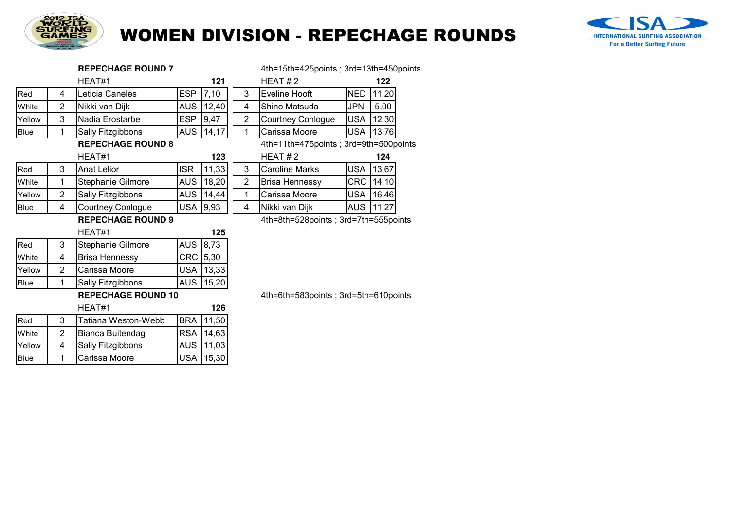# WOMEN DIVISION - REPECHAGE ROUNDS

## REPECHAGE ROUND 7

4th=15th=425points ; 3rd=13th=450points

HEAT#1 — 121

| | | | | |
|---|---|---|---|---|
| Red | 4 | Leticia Caneles | ESP | 7,10 |
| White | 2 | Nikki van Dijk | AUS | 12,40 |
| Yellow | 3 | Nadia Erostarbe | ESP | 9,47 |
| Blue | 1 | Sally Fitzgibbons | AUS | 14,17 |

HEAT # 2 — 122

| | | | |
|---|---|---|---|
| 3 | Eveline Hooft | NED | 11,20 |
| 4 | Shino Matsuda | JPN | 5,00 |
| 2 | Courtney Conlogue | USA | 12,30 |
| 1 | Carissa Moore | USA | 13,76 |

## REPECHAGE ROUND 8

4th=11th=475points ; 3rd=9th=500points

HEAT#1 — 123

| | | | | |
|---|---|---|---|---|
| Red | 3 | Anat Lelior | ISR | 11,33 |
| White | 1 | Stephanie Gilmore | AUS | 18,20 |
| Yellow | 2 | Sally Fitzgibbons | AUS | 14,44 |
| Blue | 4 | Courtney Conlogue | USA | 9,93 |

HEAT # 2 — 124

| | | | |
|---|---|---|---|
| 3 | Caroline Marks | USA | 13,67 |
| 2 | Brisa Hennessy | CRC | 14,10 |
| 1 | Carissa Moore | USA | 16,46 |
| 4 | Nikki van Dijk | AUS | 11,27 |

## REPECHAGE ROUND 9

4th=8th=528points ; 3rd=7th=555points

HEAT#1 — 125

| | | | | |
|---|---|---|---|---|
| Red | 3 | Stephanie Gilmore | AUS | 8,73 |
| White | 4 | Brisa Hennessy | CRC | 5,30 |
| Yellow | 2 | Carissa Moore | USA | 13,33 |
| Blue | 1 | Sally Fitzgibbons | AUS | 15,20 |

## REPECHAGE ROUND 10

4th=6th=583points ; 3rd=5th=610points

HEAT#1 — 126

| | | | | |
|---|---|---|---|---|
| Red | 3 | Tatiana Weston-Webb | BRA | 11,50 |
| White | 2 | Bianca Buitendag | RSA | 14,63 |
| Yellow | 4 | Sally Fitzgibbons | AUS | 11,03 |
| Blue | 1 | Carissa Moore | USA | 15,30 |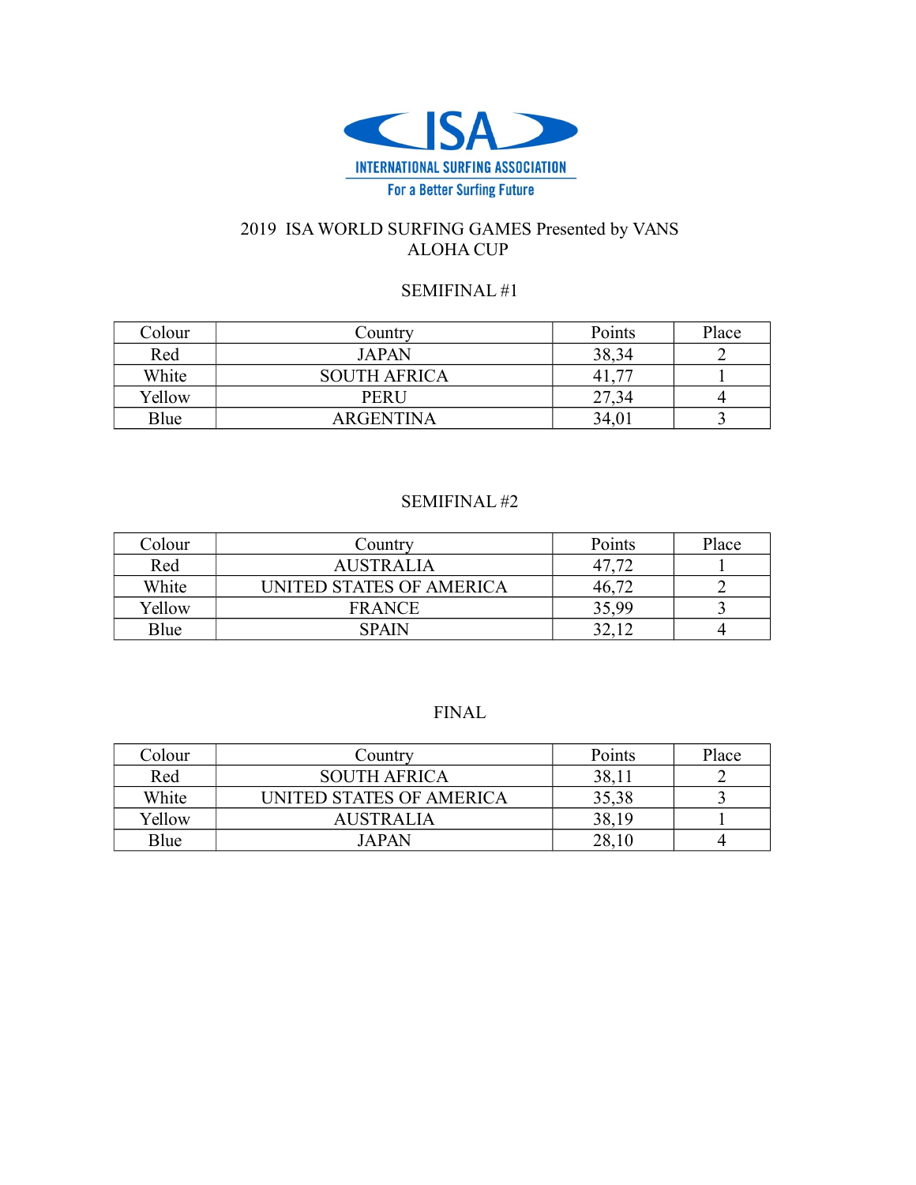ISA
INTERNATIONAL SURFING ASSOCIATION
For a Better Surfing Future

2019 ISA WORLD SURFING GAMES Presented by VANS
ALOHA CUP

## SEMIFINAL #1

| Colour | Country | Points | Place |
|---|---|---|---|
| Red | JAPAN | 38,34 | 2 |
| White | SOUTH AFRICA | 41,77 | 1 |
| Yellow | PERU | 27,34 | 4 |
| Blue | ARGENTINA | 34,01 | 3 |

## SEMIFINAL #2

| Colour | Country | Points | Place |
|---|---|---|---|
| Red | AUSTRALIA | 47,72 | 1 |
| White | UNITED STATES OF AMERICA | 46,72 | 2 |
| Yellow | FRANCE | 35,99 | 3 |
| Blue | SPAIN | 32,12 | 4 |

## FINAL

| Colour | Country | Points | Place |
|---|---|---|---|
| Red | SOUTH AFRICA | 38,11 | 2 |
| White | UNITED STATES OF AMERICA | 35,38 | 3 |
| Yellow | AUSTRALIA | 38,19 | 1 |
| Blue | JAPAN | 28,10 | 4 |